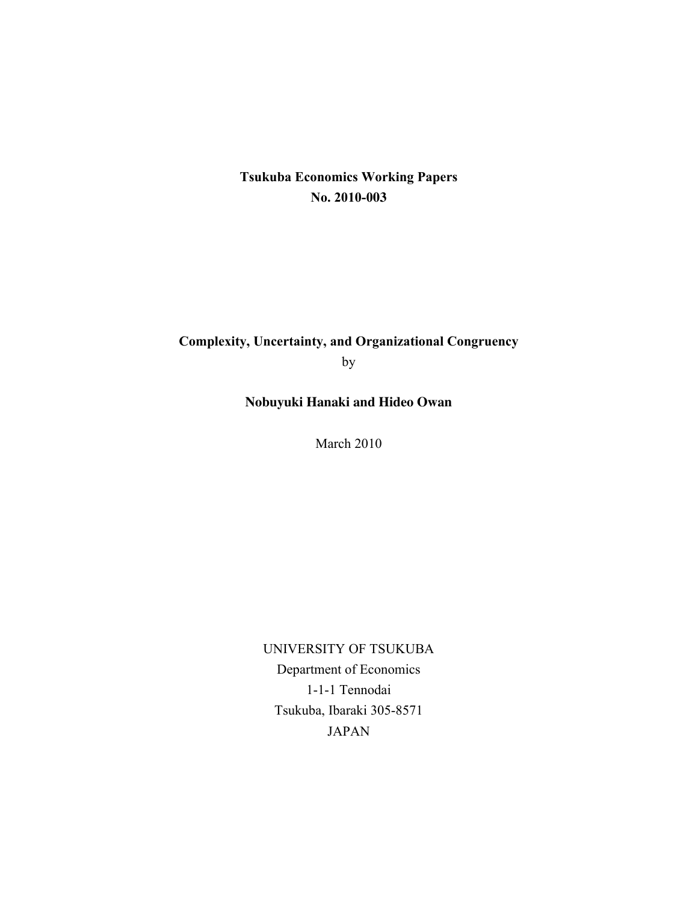**Tsukuba Economics Working Papers**
**No. 2010-003**

**Complexity, Uncertainty, and Organizational Congruency**

by

**Nobuyuki Hanaki and Hideo Owan**

March 2010

UNIVERSITY OF TSUKUBA
Department of Economics
1-1-1 Tennodai
Tsukuba, Ibaraki 305-8571
JAPAN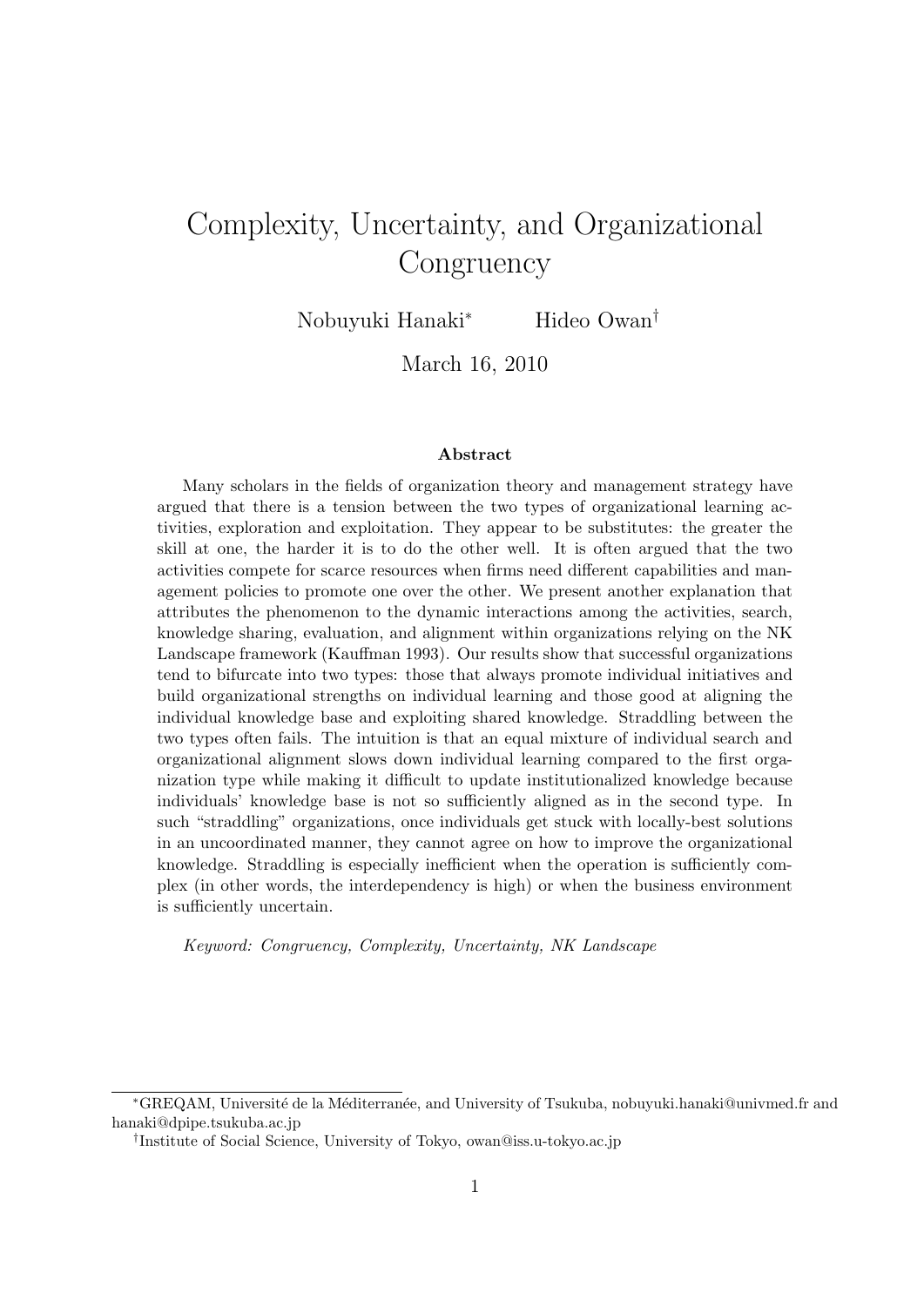# Complexity, Uncertainty, and Organizational Congruency

Nobuyuki Hanaki[*] Hideo Owan[†]

March 16, 2010

### Abstract

Many scholars in the fields of organization theory and management strategy have argued that there is a tension between the two types of organizational learning activities, exploration and exploitation. They appear to be substitutes: the greater the skill at one, the harder it is to do the other well. It is often argued that the two activities compete for scarce resources when firms need different capabilities and management policies to promote one over the other. We present another explanation that attributes the phenomenon to the dynamic interactions among the activities, search, knowledge sharing, evaluation, and alignment within organizations relying on the NK Landscape framework (Kauffman 1993). Our results show that successful organizations tend to bifurcate into two types: those that always promote individual initiatives and build organizational strengths on individual learning and those good at aligning the individual knowledge base and exploiting shared knowledge. Straddling between the two types often fails. The intuition is that an equal mixture of individual search and organizational alignment slows down individual learning compared to the first organization type while making it difficult to update institutionalized knowledge because individuals' knowledge base is not so sufficiently aligned as in the second type. In such "straddling" organizations, once individuals get stuck with locally-best solutions in an uncoordinated manner, they cannot agree on how to improve the organizational knowledge. Straddling is especially inefficient when the operation is sufficiently complex (in other words, the interdependency is high) or when the business environment is sufficiently uncertain.

*Keyword: Congruency, Complexity, Uncertainty, NK Landscape*

---

[*] GREQAM, Université de la Méditerranée, and University of Tsukuba, nobuyuki.hanaki@univmed.fr and hanaki@dpipe.tsukuba.ac.jp

[†] Institute of Social Science, University of Tokyo, owan@iss.u-tokyo.ac.jp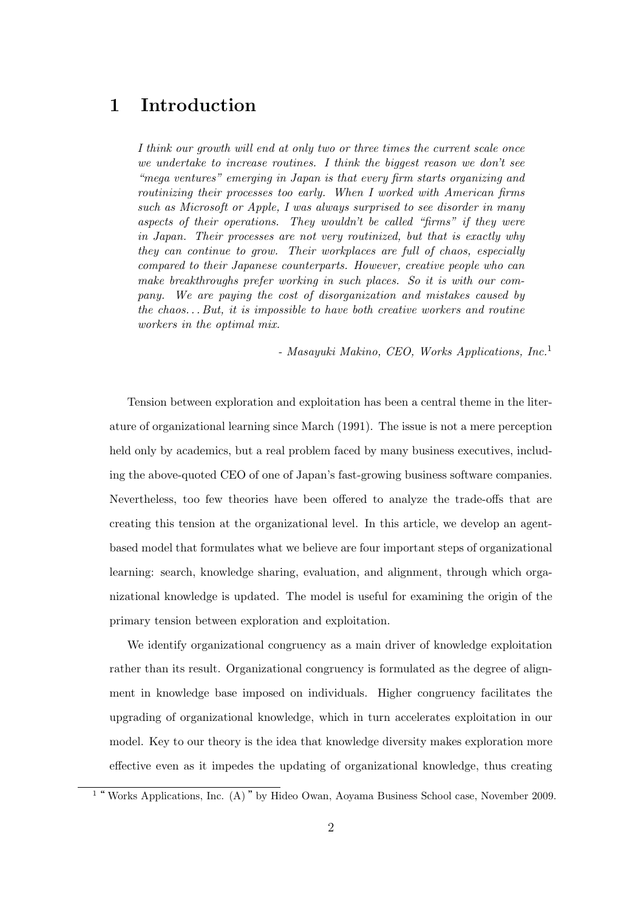# 1 Introduction

*I think our growth will end at only two or three times the current scale once we undertake to increase routines. I think the biggest reason we don't see "mega ventures" emerging in Japan is that every firm starts organizing and routinizing their processes too early. When I worked with American firms such as Microsoft or Apple, I was always surprised to see disorder in many aspects of their operations. They wouldn't be called "firms" if they were in Japan. Their processes are not very routinized, but that is exactly why they can continue to grow. Their workplaces are full of chaos, especially compared to their Japanese counterparts. However, creative people who can make breakthroughs prefer working in such places. So it is with our company. We are paying the cost of disorganization and mistakes caused by the chaos... But, it is impossible to have both creative workers and routine workers in the optimal mix.*

*- Masayuki Makino, CEO, Works Applications, Inc.*[1]

Tension between exploration and exploitation has been a central theme in the literature of organizational learning since March (1991). The issue is not a mere perception held only by academics, but a real problem faced by many business executives, including the above-quoted CEO of one of Japan's fast-growing business software companies. Nevertheless, too few theories have been offered to analyze the trade-offs that are creating this tension at the organizational level. In this article, we develop an agent-based model that formulates what we believe are four important steps of organizational learning: search, knowledge sharing, evaluation, and alignment, through which organizational knowledge is updated. The model is useful for examining the origin of the primary tension between exploration and exploitation.

We identify organizational congruency as a main driver of knowledge exploitation rather than its result. Organizational congruency is formulated as the degree of alignment in knowledge base imposed on individuals. Higher congruency facilitates the upgrading of organizational knowledge, which in turn accelerates exploitation in our model. Key to our theory is the idea that knowledge diversity makes exploration more effective even as it impedes the updating of organizational knowledge, thus creating

[1] " Works Applications, Inc. (A) " by Hideo Owan, Aoyama Business School case, November 2009.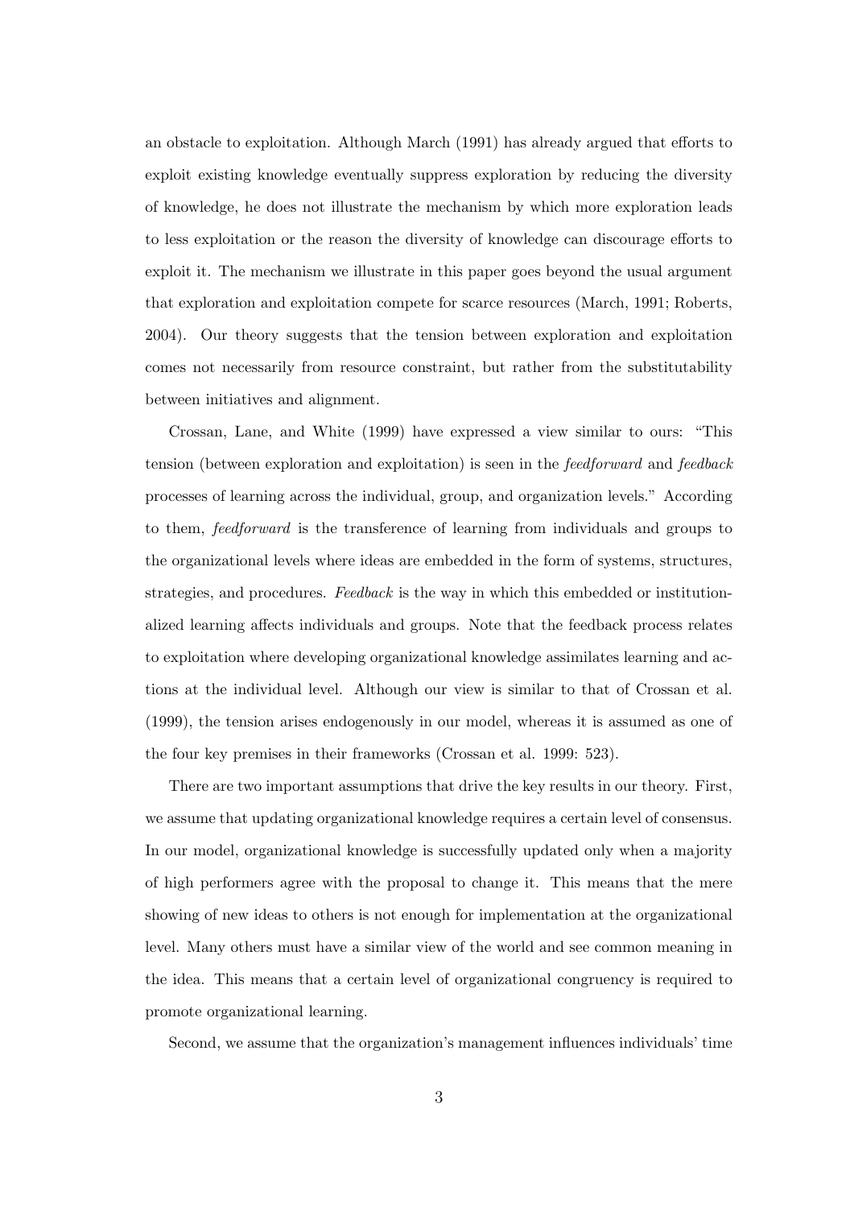an obstacle to exploitation. Although March (1991) has already argued that efforts to exploit existing knowledge eventually suppress exploration by reducing the diversity of knowledge, he does not illustrate the mechanism by which more exploration leads to less exploitation or the reason the diversity of knowledge can discourage efforts to exploit it. The mechanism we illustrate in this paper goes beyond the usual argument that exploration and exploitation compete for scarce resources (March, 1991; Roberts, 2004). Our theory suggests that the tension between exploration and exploitation comes not necessarily from resource constraint, but rather from the substitutability between initiatives and alignment.

Crossan, Lane, and White (1999) have expressed a view similar to ours: "This tension (between exploration and exploitation) is seen in the *feedforward* and *feedback* processes of learning across the individual, group, and organization levels." According to them, *feedforward* is the transference of learning from individuals and groups to the organizational levels where ideas are embedded in the form of systems, structures, strategies, and procedures. *Feedback* is the way in which this embedded or institutionalized learning affects individuals and groups. Note that the feedback process relates to exploitation where developing organizational knowledge assimilates learning and actions at the individual level. Although our view is similar to that of Crossan et al. (1999), the tension arises endogenously in our model, whereas it is assumed as one of the four key premises in their frameworks (Crossan et al. 1999: 523).

There are two important assumptions that drive the key results in our theory. First, we assume that updating organizational knowledge requires a certain level of consensus. In our model, organizational knowledge is successfully updated only when a majority of high performers agree with the proposal to change it. This means that the mere showing of new ideas to others is not enough for implementation at the organizational level. Many others must have a similar view of the world and see common meaning in the idea. This means that a certain level of organizational congruency is required to promote organizational learning.

Second, we assume that the organization's management influences individuals' time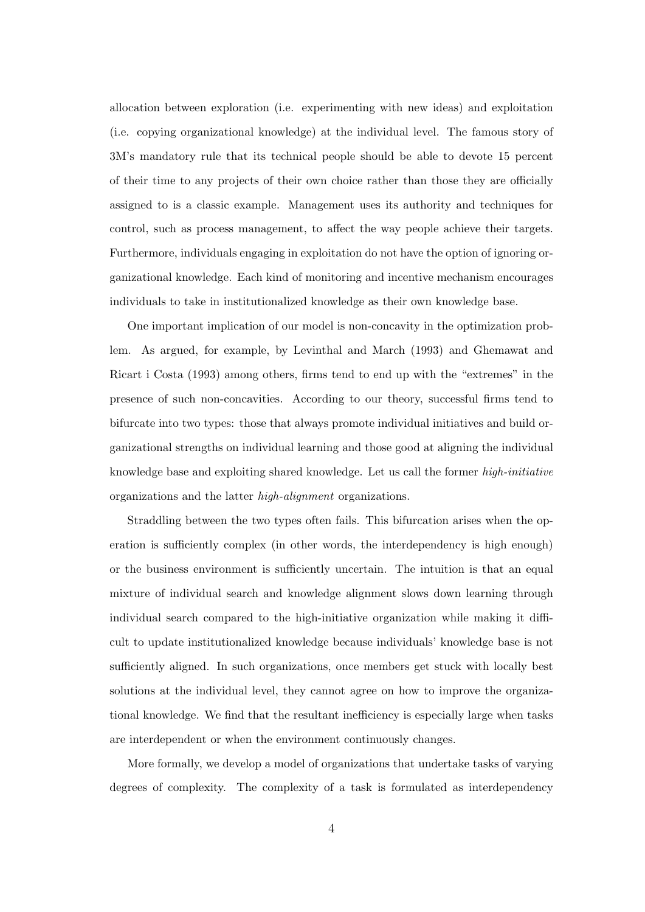allocation between exploration (i.e. experimenting with new ideas) and exploitation (i.e. copying organizational knowledge) at the individual level. The famous story of 3M's mandatory rule that its technical people should be able to devote 15 percent of their time to any projects of their own choice rather than those they are officially assigned to is a classic example. Management uses its authority and techniques for control, such as process management, to affect the way people achieve their targets. Furthermore, individuals engaging in exploitation do not have the option of ignoring organizational knowledge. Each kind of monitoring and incentive mechanism encourages individuals to take in institutionalized knowledge as their own knowledge base.

One important implication of our model is non-concavity in the optimization problem. As argued, for example, by Levinthal and March (1993) and Ghemawat and Ricart i Costa (1993) among others, firms tend to end up with the "extremes" in the presence of such non-concavities. According to our theory, successful firms tend to bifurcate into two types: those that always promote individual initiatives and build organizational strengths on individual learning and those good at aligning the individual knowledge base and exploiting shared knowledge. Let us call the former *high-initiative* organizations and the latter *high-alignment* organizations.

Straddling between the two types often fails. This bifurcation arises when the operation is sufficiently complex (in other words, the interdependency is high enough) or the business environment is sufficiently uncertain. The intuition is that an equal mixture of individual search and knowledge alignment slows down learning through individual search compared to the high-initiative organization while making it difficult to update institutionalized knowledge because individuals' knowledge base is not sufficiently aligned. In such organizations, once members get stuck with locally best solutions at the individual level, they cannot agree on how to improve the organizational knowledge. We find that the resultant inefficiency is especially large when tasks are interdependent or when the environment continuously changes.

More formally, we develop a model of organizations that undertake tasks of varying degrees of complexity. The complexity of a task is formulated as interdependency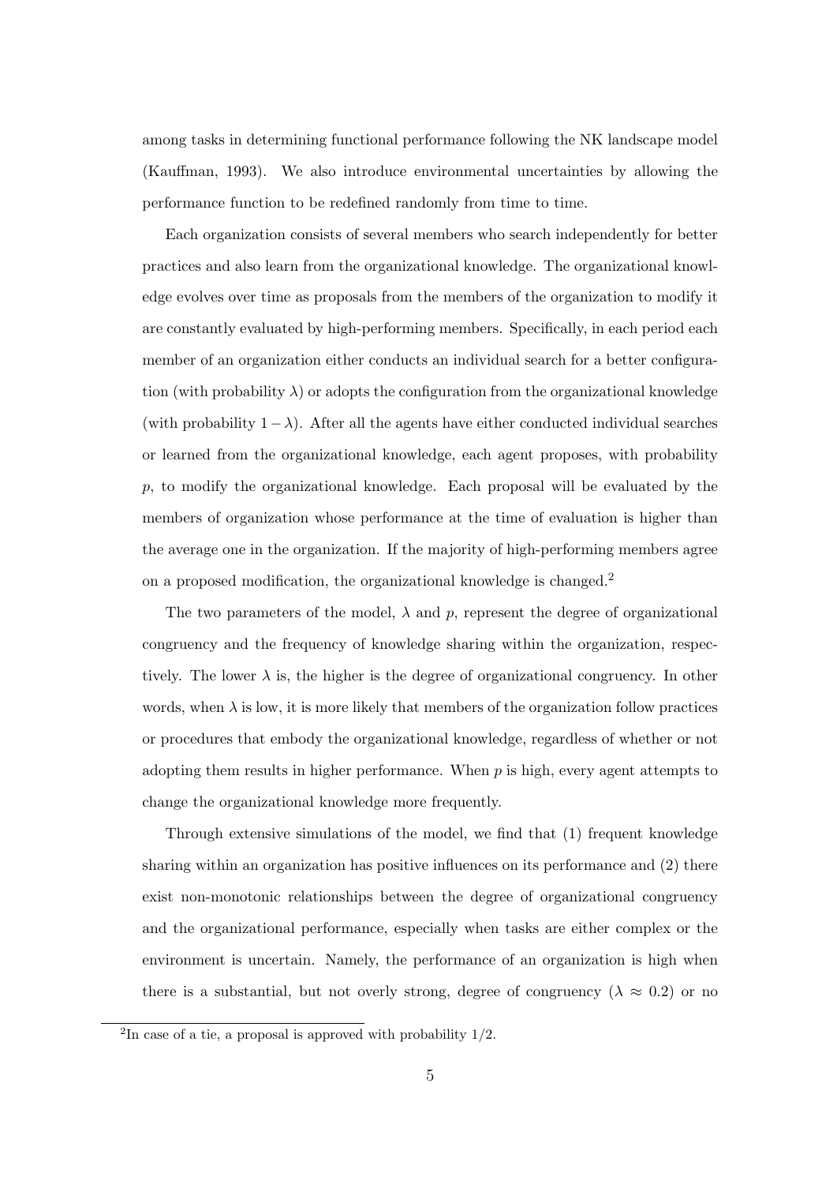among tasks in determining functional performance following the NK landscape model (Kauffman, 1993). We also introduce environmental uncertainties by allowing the performance function to be redefined randomly from time to time.

Each organization consists of several members who search independently for better practices and also learn from the organizational knowledge. The organizational knowledge evolves over time as proposals from the members of the organization to modify it are constantly evaluated by high-performing members. Specifically, in each period each member of an organization either conducts an individual search for a better configuration (with probability $\lambda$) or adopts the configuration from the organizational knowledge (with probability $1-\lambda$). After all the agents have either conducted individual searches or learned from the organizational knowledge, each agent proposes, with probability $p$, to modify the organizational knowledge. Each proposal will be evaluated by the members of organization whose performance at the time of evaluation is higher than the average one in the organization. If the majority of high-performing members agree on a proposed modification, the organizational knowledge is changed.[2]

The two parameters of the model, $\lambda$ and $p$, represent the degree of organizational congruency and the frequency of knowledge sharing within the organization, respectively. The lower $\lambda$ is, the higher is the degree of organizational congruency. In other words, when $\lambda$ is low, it is more likely that members of the organization follow practices or procedures that embody the organizational knowledge, regardless of whether or not adopting them results in higher performance. When $p$ is high, every agent attempts to change the organizational knowledge more frequently.

Through extensive simulations of the model, we find that (1) frequent knowledge sharing within an organization has positive influences on its performance and (2) there exist non-monotonic relationships between the degree of organizational congruency and the organizational performance, especially when tasks are either complex or the environment is uncertain. Namely, the performance of an organization is high when there is a substantial, but not overly strong, degree of congruency ($\lambda \approx 0.2$) or no

[2] In case of a tie, a proposal is approved with probability 1/2.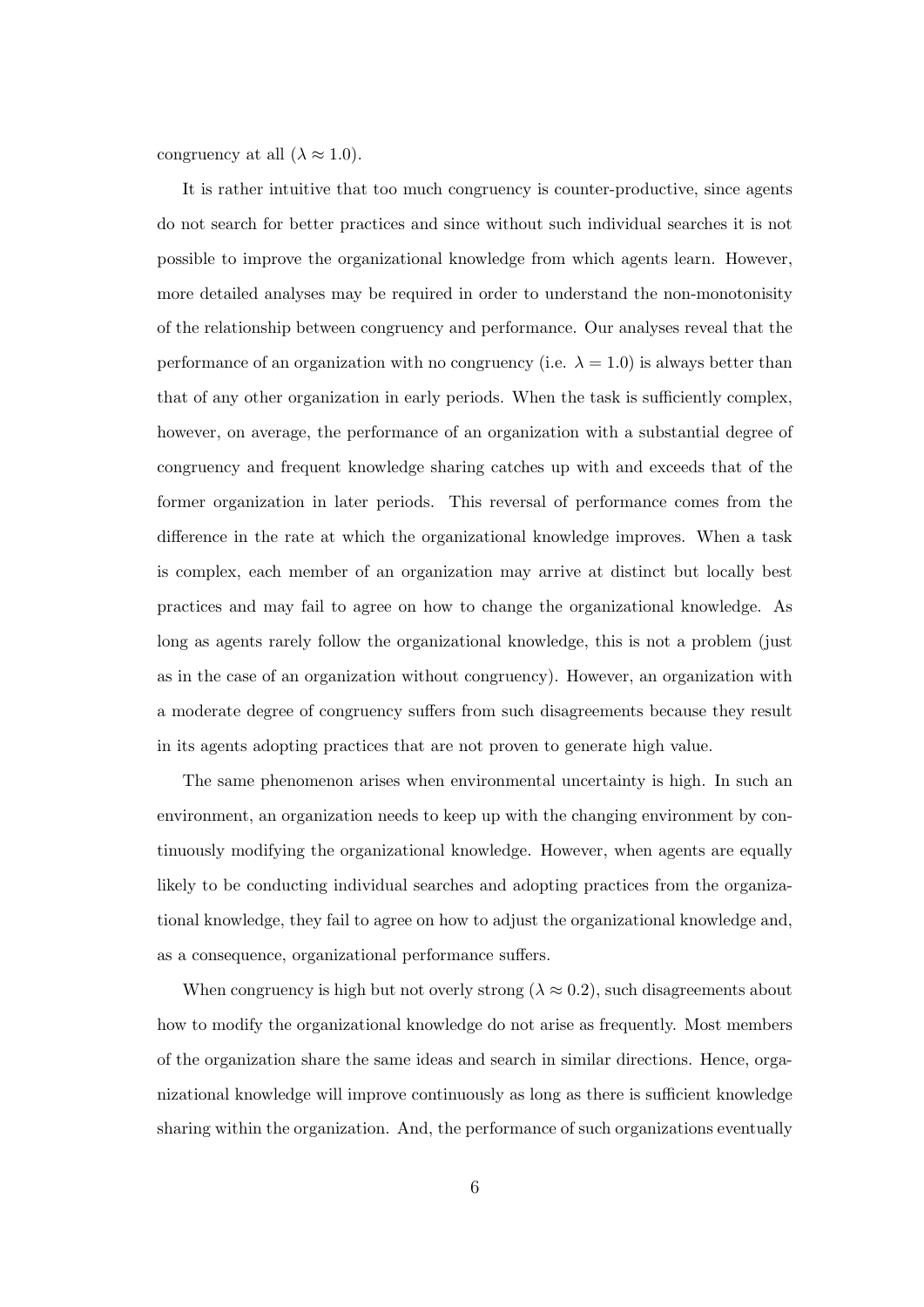congruency at all ($\lambda \approx 1.0$).

It is rather intuitive that too much congruency is counter-productive, since agents do not search for better practices and since without such individual searches it is not possible to improve the organizational knowledge from which agents learn. However, more detailed analyses may be required in order to understand the non-monotonisity of the relationship between congruency and performance. Our analyses reveal that the performance of an organization with no congruency (i.e. $\lambda = 1.0$) is always better than that of any other organization in early periods. When the task is sufficiently complex, however, on average, the performance of an organization with a substantial degree of congruency and frequent knowledge sharing catches up with and exceeds that of the former organization in later periods. This reversal of performance comes from the difference in the rate at which the organizational knowledge improves. When a task is complex, each member of an organization may arrive at distinct but locally best practices and may fail to agree on how to change the organizational knowledge. As long as agents rarely follow the organizational knowledge, this is not a problem (just as in the case of an organization without congruency). However, an organization with a moderate degree of congruency suffers from such disagreements because they result in its agents adopting practices that are not proven to generate high value.

The same phenomenon arises when environmental uncertainty is high. In such an environment, an organization needs to keep up with the changing environment by continuously modifying the organizational knowledge. However, when agents are equally likely to be conducting individual searches and adopting practices from the organizational knowledge, they fail to agree on how to adjust the organizational knowledge and, as a consequence, organizational performance suffers.

When congruency is high but not overly strong ($\lambda \approx 0.2$), such disagreements about how to modify the organizational knowledge do not arise as frequently. Most members of the organization share the same ideas and search in similar directions. Hence, organizational knowledge will improve continuously as long as there is sufficient knowledge sharing within the organization. And, the performance of such organizations eventually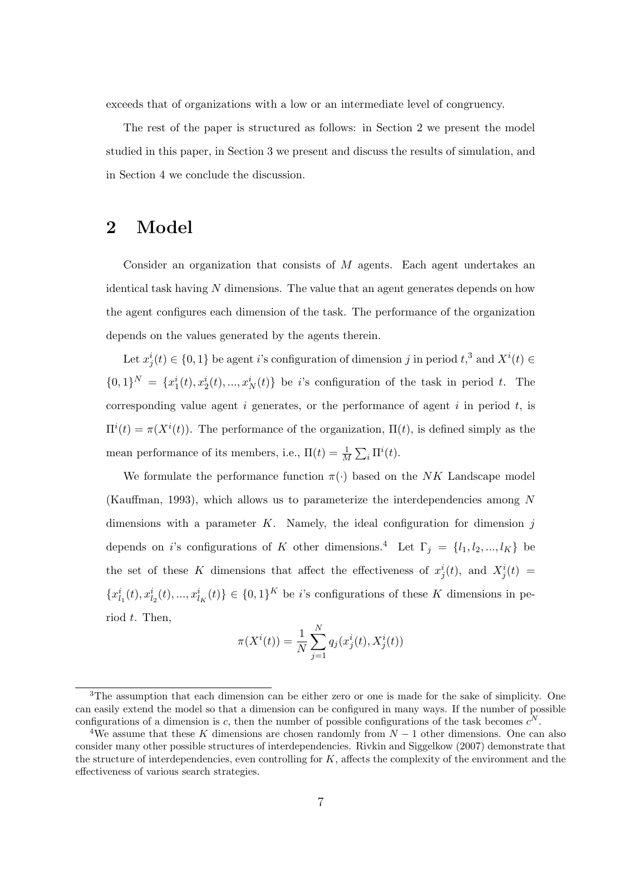exceeds that of organizations with a low or an intermediate level of congruency.

The rest of the paper is structured as follows: in Section 2 we present the model studied in this paper, in Section 3 we present and discuss the results of simulation, and in Section 4 we conclude the discussion.

# 2 Model

Consider an organization that consists of $M$ agents. Each agent undertakes an identical task having $N$ dimensions. The value that an agent generates depends on how the agent configures each dimension of the task. The performance of the organization depends on the values generated by the agents therein.

Let $x_j^i(t) \in \{0,1\}$ be agent $i$'s configuration of dimension $j$ in period $t$,[3] and $X^i(t) \in \{0,1\}^N = \{x_1^i(t), x_2^i(t), ..., x_N^i(t)\}$ be $i$'s configuration of the task in period $t$. The corresponding value agent $i$ generates, or the performance of agent $i$ in period $t$, is $\Pi^i(t) = \pi(X^i(t))$. The performance of the organization, $\Pi(t)$, is defined simply as the mean performance of its members, i.e., $\Pi(t) = \frac{1}{M}\sum_i \Pi^i(t)$.

We formulate the performance function $\pi(\cdot)$ based on the $NK$ Landscape model (Kauffman, 1993), which allows us to parameterize the interdependencies among $N$ dimensions with a parameter $K$. Namely, the ideal configuration for dimension $j$ depends on $i$'s configurations of $K$ other dimensions.[4] Let $\Gamma_j = \{l_1, l_2, ..., l_K\}$ be the set of these $K$ dimensions that affect the effectiveness of $x_j^i(t)$, and $X_j^i(t) = \{x_{l_1}^i(t), x_{l_2}^i(t), ..., x_{l_K}^i(t)\} \in \{0,1\}^K$ be $i$'s configurations of these $K$ dimensions in period $t$. Then,

$$\pi(X^i(t)) = \frac{1}{N}\sum_{j=1}^{N} q_j(x_j^i(t), X_j^i(t))$$

---

[3] The assumption that each dimension can be either zero or one is made for the sake of simplicity. One can easily extend the model so that a dimension can be configured in many ways. If the number of possible configurations of a dimension is $c$, then the number of possible configurations of the task becomes $c^N$.

[4] We assume that these $K$ dimensions are chosen randomly from $N-1$ other dimensions. One can also consider many other possible structures of interdependencies. Rivkin and Siggelkow (2007) demonstrate that the structure of interdependencies, even controlling for $K$, affects the complexity of the environment and the effectiveness of various search strategies.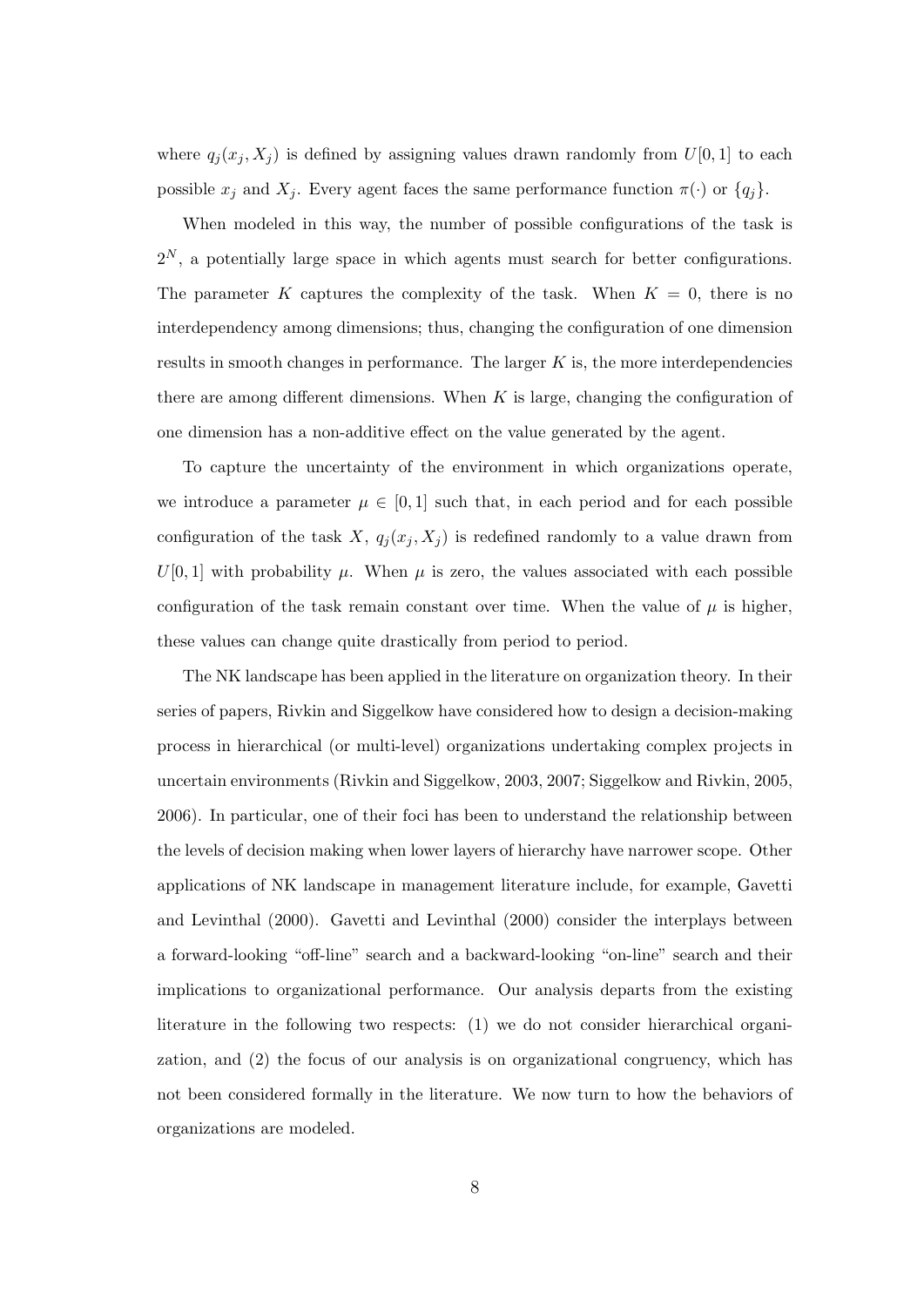where $q_j(x_j, X_j)$ is defined by assigning values drawn randomly from $U[0, 1]$ to each possible $x_j$ and $X_j$. Every agent faces the same performance function $\pi(\cdot)$ or $\{q_j\}$.

When modeled in this way, the number of possible configurations of the task is $2^N$, a potentially large space in which agents must search for better configurations. The parameter $K$ captures the complexity of the task. When $K = 0$, there is no interdependency among dimensions; thus, changing the configuration of one dimension results in smooth changes in performance. The larger $K$ is, the more interdependencies there are among different dimensions. When $K$ is large, changing the configuration of one dimension has a non-additive effect on the value generated by the agent.

To capture the uncertainty of the environment in which organizations operate, we introduce a parameter $\mu \in [0, 1]$ such that, in each period and for each possible configuration of the task $X$, $q_j(x_j, X_j)$ is redefined randomly to a value drawn from $U[0, 1]$ with probability $\mu$. When $\mu$ is zero, the values associated with each possible configuration of the task remain constant over time. When the value of $\mu$ is higher, these values can change quite drastically from period to period.

The NK landscape has been applied in the literature on organization theory. In their series of papers, Rivkin and Siggelkow have considered how to design a decision-making process in hierarchical (or multi-level) organizations undertaking complex projects in uncertain environments (Rivkin and Siggelkow, 2003, 2007; Siggelkow and Rivkin, 2005, 2006). In particular, one of their foci has been to understand the relationship between the levels of decision making when lower layers of hierarchy have narrower scope. Other applications of NK landscape in management literature include, for example, Gavetti and Levinthal (2000). Gavetti and Levinthal (2000) consider the interplays between a forward-looking "off-line" search and a backward-looking "on-line" search and their implications to organizational performance. Our analysis departs from the existing literature in the following two respects: (1) we do not consider hierarchical organization, and (2) the focus of our analysis is on organizational congruency, which has not been considered formally in the literature. We now turn to how the behaviors of organizations are modeled.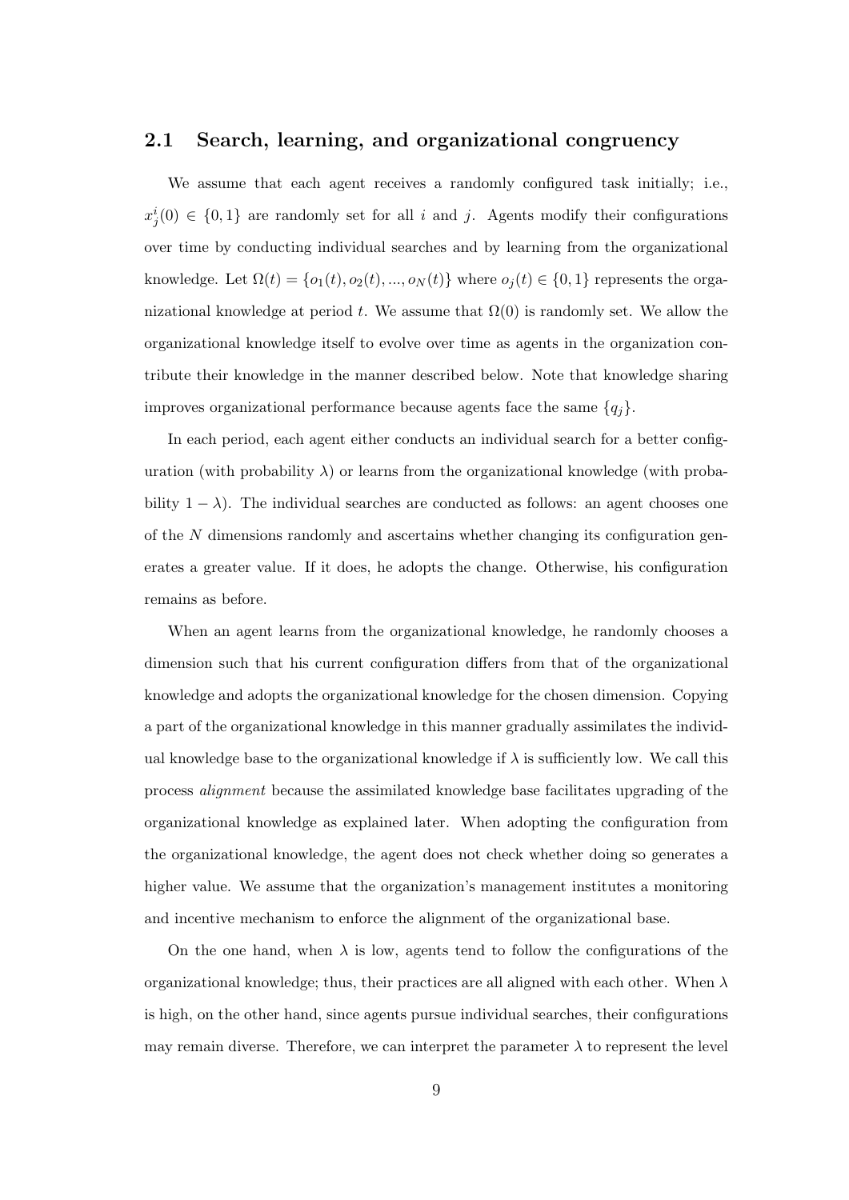## 2.1 Search, learning, and organizational congruency

We assume that each agent receives a randomly configured task initially; i.e., $x_j^i(0) \in \{0, 1\}$ are randomly set for all $i$ and $j$. Agents modify their configurations over time by conducting individual searches and by learning from the organizational knowledge. Let $\Omega(t) = \{o_1(t), o_2(t), ..., o_N(t)\}$ where $o_j(t) \in \{0, 1\}$ represents the organizational knowledge at period $t$. We assume that $\Omega(0)$ is randomly set. We allow the organizational knowledge itself to evolve over time as agents in the organization contribute their knowledge in the manner described below. Note that knowledge sharing improves organizational performance because agents face the same $\{q_j\}$.

In each period, each agent either conducts an individual search for a better configuration (with probability $\lambda$) or learns from the organizational knowledge (with probability $1 - \lambda$). The individual searches are conducted as follows: an agent chooses one of the $N$ dimensions randomly and ascertains whether changing its configuration generates a greater value. If it does, he adopts the change. Otherwise, his configuration remains as before.

When an agent learns from the organizational knowledge, he randomly chooses a dimension such that his current configuration differs from that of the organizational knowledge and adopts the organizational knowledge for the chosen dimension. Copying a part of the organizational knowledge in this manner gradually assimilates the individual knowledge base to the organizational knowledge if $\lambda$ is sufficiently low. We call this process *alignment* because the assimilated knowledge base facilitates upgrading of the organizational knowledge as explained later. When adopting the configuration from the organizational knowledge, the agent does not check whether doing so generates a higher value. We assume that the organization's management institutes a monitoring and incentive mechanism to enforce the alignment of the organizational base.

On the one hand, when $\lambda$ is low, agents tend to follow the configurations of the organizational knowledge; thus, their practices are all aligned with each other. When $\lambda$ is high, on the other hand, since agents pursue individual searches, their configurations may remain diverse. Therefore, we can interpret the parameter $\lambda$ to represent the level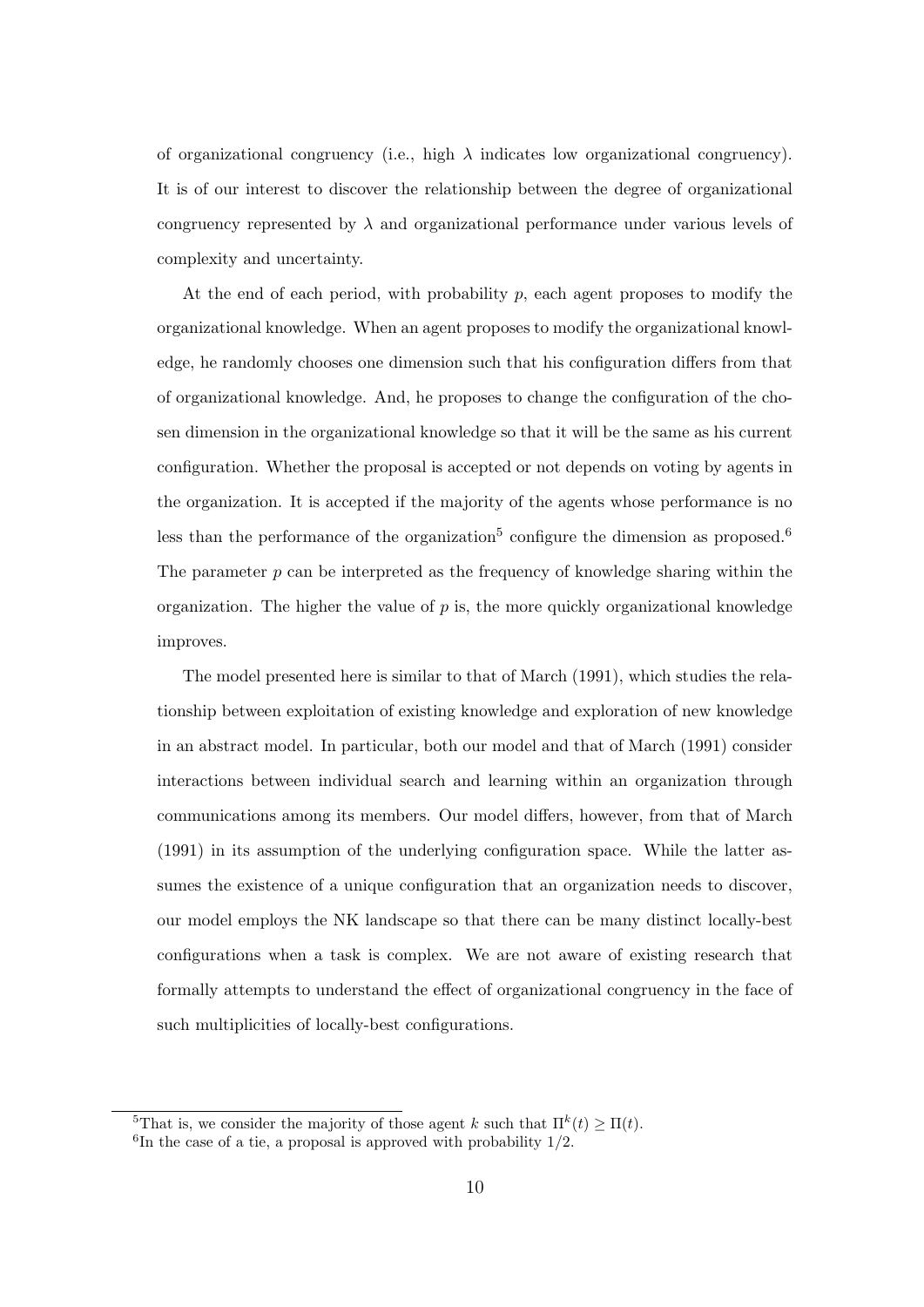of organizational congruency (i.e., high $\lambda$ indicates low organizational congruency). It is of our interest to discover the relationship between the degree of organizational congruency represented by $\lambda$ and organizational performance under various levels of complexity and uncertainty.

At the end of each period, with probability $p$, each agent proposes to modify the organizational knowledge. When an agent proposes to modify the organizational knowledge, he randomly chooses one dimension such that his configuration differs from that of organizational knowledge. And, he proposes to change the configuration of the chosen dimension in the organizational knowledge so that it will be the same as his current configuration. Whether the proposal is accepted or not depends on voting by agents in the organization. It is accepted if the majority of the agents whose performance is no less than the performance of the organization[5] configure the dimension as proposed.[6] The parameter $p$ can be interpreted as the frequency of knowledge sharing within the organization. The higher the value of $p$ is, the more quickly organizational knowledge improves.

The model presented here is similar to that of March (1991), which studies the relationship between exploitation of existing knowledge and exploration of new knowledge in an abstract model. In particular, both our model and that of March (1991) consider interactions between individual search and learning within an organization through communications among its members. Our model differs, however, from that of March (1991) in its assumption of the underlying configuration space. While the latter assumes the existence of a unique configuration that an organization needs to discover, our model employs the NK landscape so that there can be many distinct locally-best configurations when a task is complex. We are not aware of existing research that formally attempts to understand the effect of organizational congruency in the face of such multiplicities of locally-best configurations.

[5] That is, we consider the majority of those agent $k$ such that $\Pi^k(t) \geq \Pi(t)$.

[6] In the case of a tie, a proposal is approved with probability 1/2.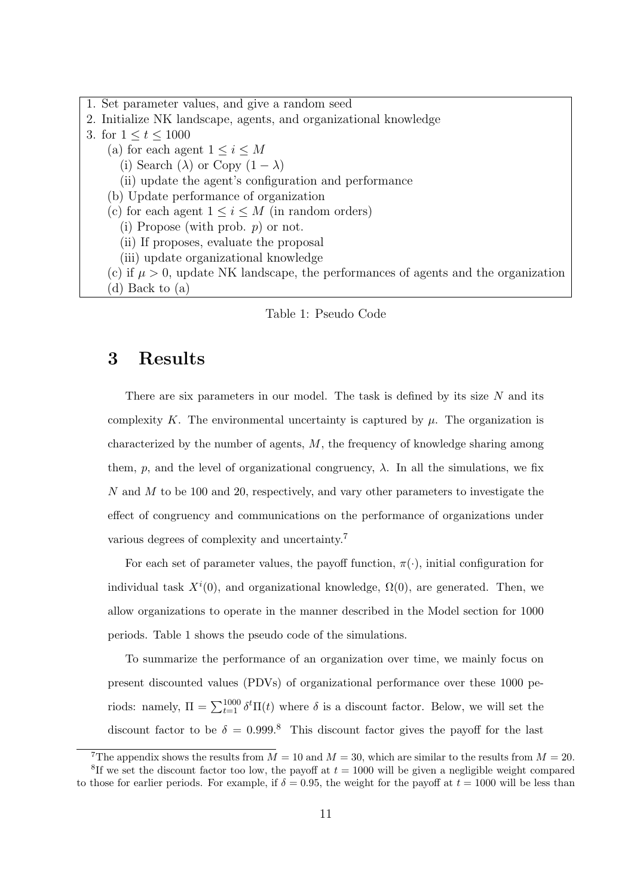```
1. Set parameter values, and give a random seed
2. Initialize NK landscape, agents, and organizational knowledge
3. for 1 ≤ t ≤ 1000
    (a) for each agent 1 ≤ i ≤ M
        (i) Search (λ) or Copy (1 − λ)
        (ii) update the agent's configuration and performance
    (b) Update performance of organization
    (c) for each agent 1 ≤ i ≤ M (in random orders)
        (i) Propose (with prob. p) or not.
        (ii) If proposes, evaluate the proposal
        (iii) update organizational knowledge
    (c) if μ > 0, update NK landscape, the performances of agents and the organization
    (d) Back to (a)
```

Table 1: Pseudo Code

# 3 Results

There are six parameters in our model. The task is defined by its size $N$ and its complexity $K$. The environmental uncertainty is captured by $\mu$. The organization is characterized by the number of agents, $M$, the frequency of knowledge sharing among them, $p$, and the level of organizational congruency, $\lambda$. In all the simulations, we fix $N$ and $M$ to be 100 and 20, respectively, and vary other parameters to investigate the effect of congruency and communications on the performance of organizations under various degrees of complexity and uncertainty.[7]

For each set of parameter values, the payoff function, $\pi(\cdot)$, initial configuration for individual task $X^i(0)$, and organizational knowledge, $\Omega(0)$, are generated. Then, we allow organizations to operate in the manner described in the Model section for 1000 periods. Table 1 shows the pseudo code of the simulations.

To summarize the performance of an organization over time, we mainly focus on present discounted values (PDVs) of organizational performance over these 1000 periods: namely, $\Pi = \sum_{t=1}^{1000} \delta^t \Pi(t)$ where $\delta$ is a discount factor. Below, we will set the discount factor to be $\delta = 0.999$.[8] This discount factor gives the payoff for the last

[7] The appendix shows the results from $M = 10$ and $M = 30$, which are similar to the results from $M = 20$.

[8] If we set the discount factor too low, the payoff at $t = 1000$ will be given a negligible weight compared to those for earlier periods. For example, if $\delta = 0.95$, the weight for the payoff at $t = 1000$ will be less than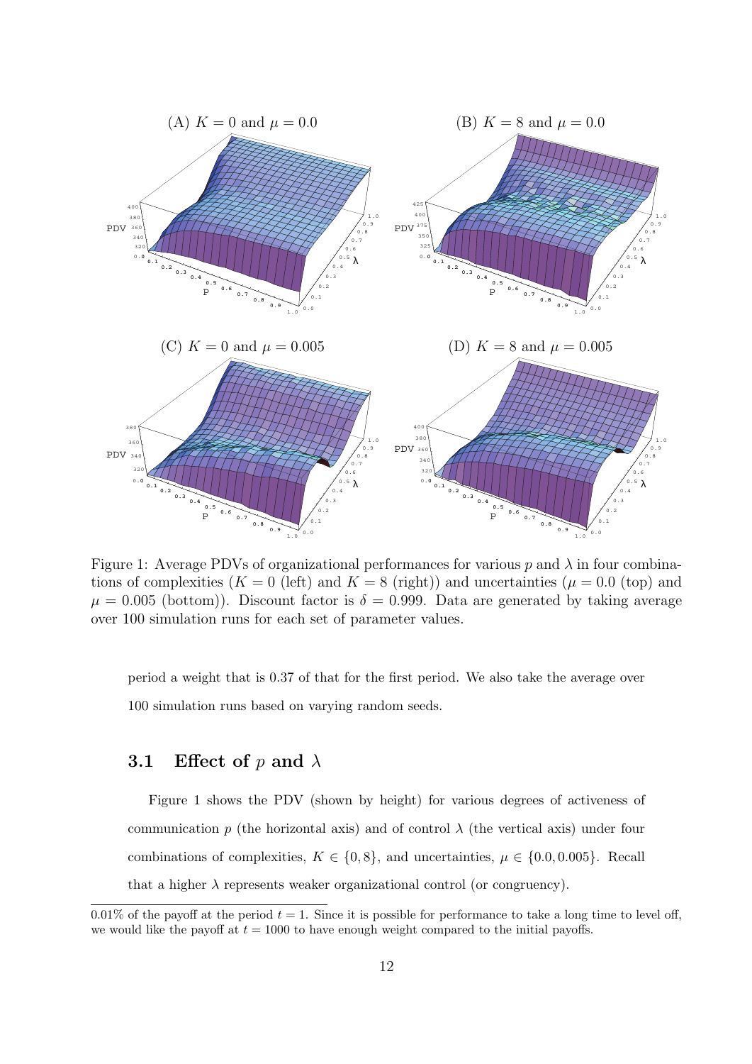Figure 1: Average PDVs of organizational performances for various $p$ and $\lambda$ in four combinations of complexities ($K = 0$ (left) and $K = 8$ (right)) and uncertainties ($\mu = 0.0$ (top) and $\mu = 0.005$ (bottom)). Discount factor is $\delta = 0.999$. Data are generated by taking average over 100 simulation runs for each set of parameter values.

period a weight that is 0.37 of that for the first period. We also take the average over 100 simulation runs based on varying random seeds.

### 3.1 Effect of $p$ and $\lambda$

Figure 1 shows the PDV (shown by height) for various degrees of activeness of communication $p$ (the horizontal axis) and of control $\lambda$ (the vertical axis) under four combinations of complexities, $K \in \{0, 8\}$, and uncertainties, $\mu \in \{0.0, 0.005\}$. Recall that a higher $\lambda$ represents weaker organizational control (or congruency).

---

0.01% of the payoff at the period $t = 1$. Since it is possible for performance to take a long time to level off, we would like the payoff at $t = 1000$ to have enough weight compared to the initial payoffs.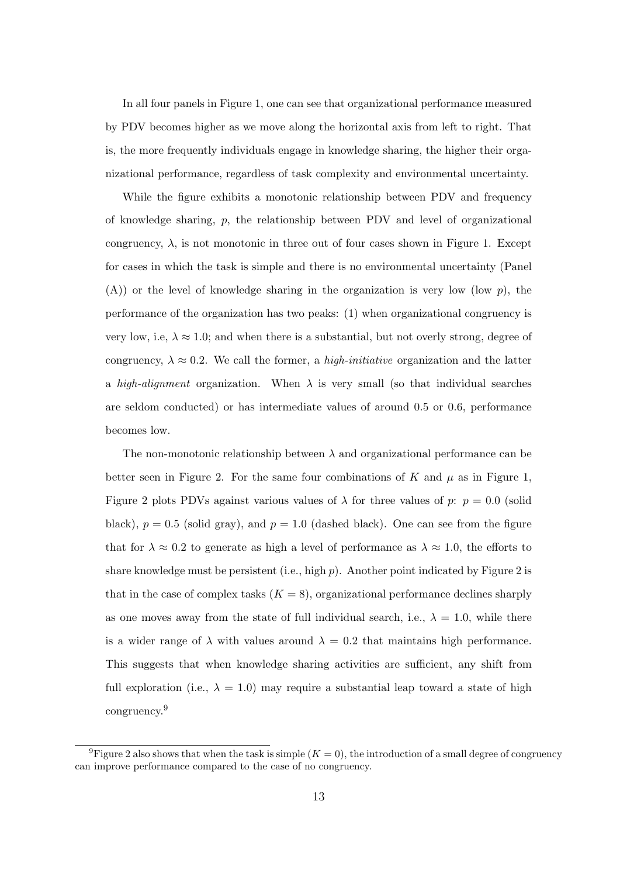In all four panels in Figure 1, one can see that organizational performance measured by PDV becomes higher as we move along the horizontal axis from left to right. That is, the more frequently individuals engage in knowledge sharing, the higher their organizational performance, regardless of task complexity and environmental uncertainty.

While the figure exhibits a monotonic relationship between PDV and frequency of knowledge sharing, $p$, the relationship between PDV and level of organizational congruency, $\lambda$, is not monotonic in three out of four cases shown in Figure 1. Except for cases in which the task is simple and there is no environmental uncertainty (Panel (A)) or the level of knowledge sharing in the organization is very low (low $p$), the performance of the organization has two peaks: (1) when organizational congruency is very low, i.e, $\lambda \approx 1.0$; and when there is a substantial, but not overly strong, degree of congruency, $\lambda \approx 0.2$. We call the former, a *high-initiative* organization and the latter a *high-alignment* organization. When $\lambda$ is very small (so that individual searches are seldom conducted) or has intermediate values of around 0.5 or 0.6, performance becomes low.

The non-monotonic relationship between $\lambda$ and organizational performance can be better seen in Figure 2. For the same four combinations of $K$ and $\mu$ as in Figure 1, Figure 2 plots PDVs against various values of $\lambda$ for three values of $p$: $p = 0.0$ (solid black), $p = 0.5$ (solid gray), and $p = 1.0$ (dashed black). One can see from the figure that for $\lambda \approx 0.2$ to generate as high a level of performance as $\lambda \approx 1.0$, the efforts to share knowledge must be persistent (i.e., high $p$). Another point indicated by Figure 2 is that in the case of complex tasks ($K = 8$), organizational performance declines sharply as one moves away from the state of full individual search, i.e., $\lambda = 1.0$, while there is a wider range of $\lambda$ with values around $\lambda = 0.2$ that maintains high performance. This suggests that when knowledge sharing activities are sufficient, any shift from full exploration (i.e., $\lambda = 1.0$) may require a substantial leap toward a state of high congruency.[9]

[9] Figure 2 also shows that when the task is simple ($K = 0$), the introduction of a small degree of congruency can improve performance compared to the case of no congruency.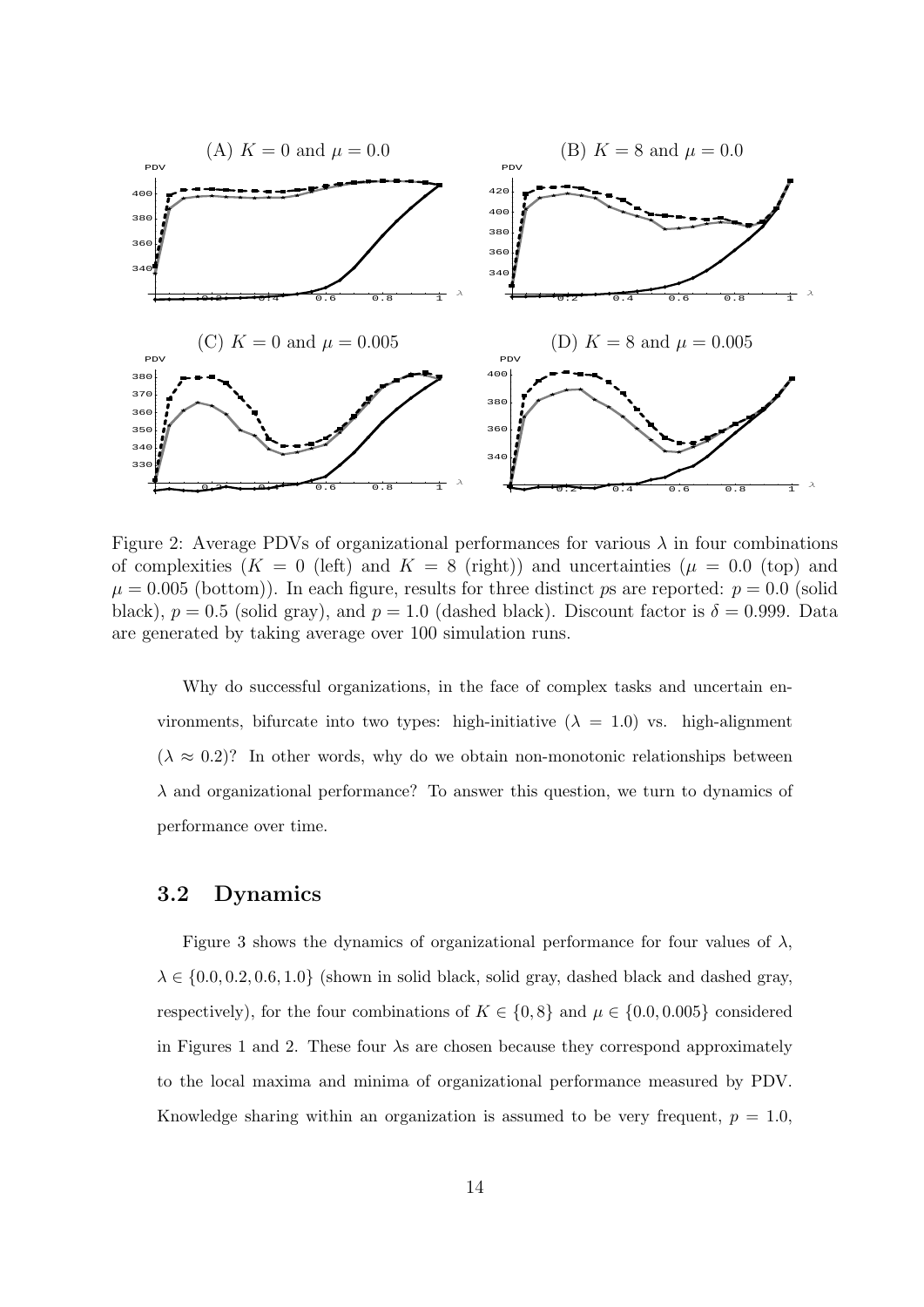Figure 2: Average PDVs of organizational performances for various $\lambda$ in four combinations of complexities ($K = 0$ (left) and $K = 8$ (right)) and uncertainties ($\mu = 0.0$ (top) and $\mu = 0.005$ (bottom)). In each figure, results for three distinct $p$s are reported: $p = 0.0$ (solid black), $p = 0.5$ (solid gray), and $p = 1.0$ (dashed black). Discount factor is $\delta = 0.999$. Data are generated by taking average over 100 simulation runs.

Why do successful organizations, in the face of complex tasks and uncertain environments, bifurcate into two types: high-initiative ($\lambda = 1.0$) vs. high-alignment ($\lambda \approx 0.2$)? In other words, why do we obtain non-monotonic relationships between $\lambda$ and organizational performance? To answer this question, we turn to dynamics of performance over time.

## 3.2 Dynamics

Figure 3 shows the dynamics of organizational performance for four values of $\lambda$, $\lambda \in \{0.0, 0.2, 0.6, 1.0\}$ (shown in solid black, solid gray, dashed black and dashed gray, respectively), for the four combinations of $K \in \{0, 8\}$ and $\mu \in \{0.0, 0.005\}$ considered in Figures 1 and 2. These four $\lambda$s are chosen because they correspond approximately to the local maxima and minima of organizational performance measured by PDV. Knowledge sharing within an organization is assumed to be very frequent, $p = 1.0$,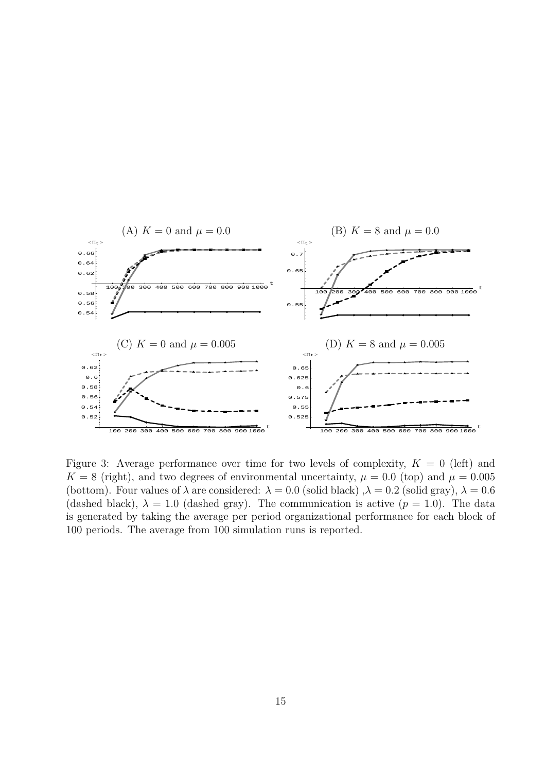Figure 3: Average performance over time for two levels of complexity, $K = 0$ (left) and $K = 8$ (right), and two degrees of environmental uncertainty, $\mu = 0.0$ (top) and $\mu = 0.005$ (bottom). Four values of $\lambda$ are considered: $\lambda = 0.0$ (solid black) ,$\lambda = 0.2$ (solid gray), $\lambda = 0.6$ (dashed black), $\lambda = 1.0$ (dashed gray). The communication is active ($p = 1.0$). The data is generated by taking the average per period organizational performance for each block of 100 periods. The average from 100 simulation runs is reported.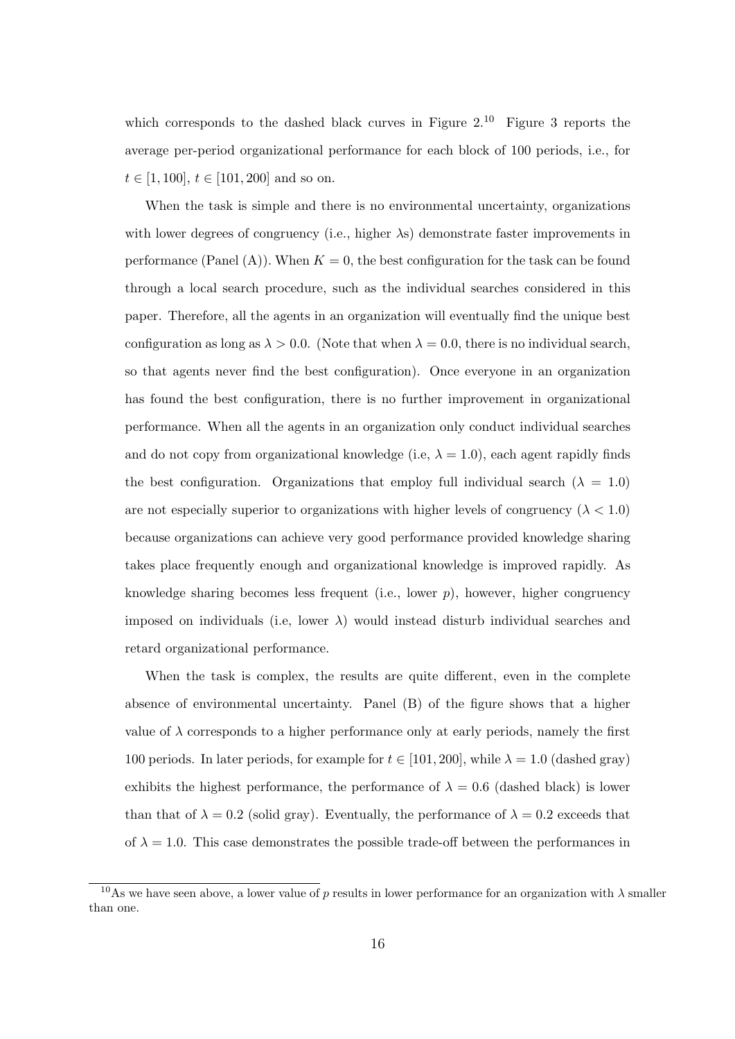which corresponds to the dashed black curves in Figure 2.[10] Figure 3 reports the average per-period organizational performance for each block of 100 periods, i.e., for $t \in [1, 100]$, $t \in [101, 200]$ and so on.

When the task is simple and there is no environmental uncertainty, organizations with lower degrees of congruency (i.e., higher $\lambda$s) demonstrate faster improvements in performance (Panel (A)). When $K = 0$, the best configuration for the task can be found through a local search procedure, such as the individual searches considered in this paper. Therefore, all the agents in an organization will eventually find the unique best configuration as long as $\lambda > 0.0$. (Note that when $\lambda = 0.0$, there is no individual search, so that agents never find the best configuration). Once everyone in an organization has found the best configuration, there is no further improvement in organizational performance. When all the agents in an organization only conduct individual searches and do not copy from organizational knowledge (i.e, $\lambda = 1.0$), each agent rapidly finds the best configuration. Organizations that employ full individual search ($\lambda = 1.0$) are not especially superior to organizations with higher levels of congruency ($\lambda < 1.0$) because organizations can achieve very good performance provided knowledge sharing takes place frequently enough and organizational knowledge is improved rapidly. As knowledge sharing becomes less frequent (i.e., lower $p$), however, higher congruency imposed on individuals (i.e, lower $\lambda$) would instead disturb individual searches and retard organizational performance.

When the task is complex, the results are quite different, even in the complete absence of environmental uncertainty. Panel (B) of the figure shows that a higher value of $\lambda$ corresponds to a higher performance only at early periods, namely the first 100 periods. In later periods, for example for $t \in [101, 200]$, while $\lambda = 1.0$ (dashed gray) exhibits the highest performance, the performance of $\lambda = 0.6$ (dashed black) is lower than that of $\lambda = 0.2$ (solid gray). Eventually, the performance of $\lambda = 0.2$ exceeds that of $\lambda = 1.0$. This case demonstrates the possible trade-off between the performances in

[10] As we have seen above, a lower value of $p$ results in lower performance for an organization with $\lambda$ smaller than one.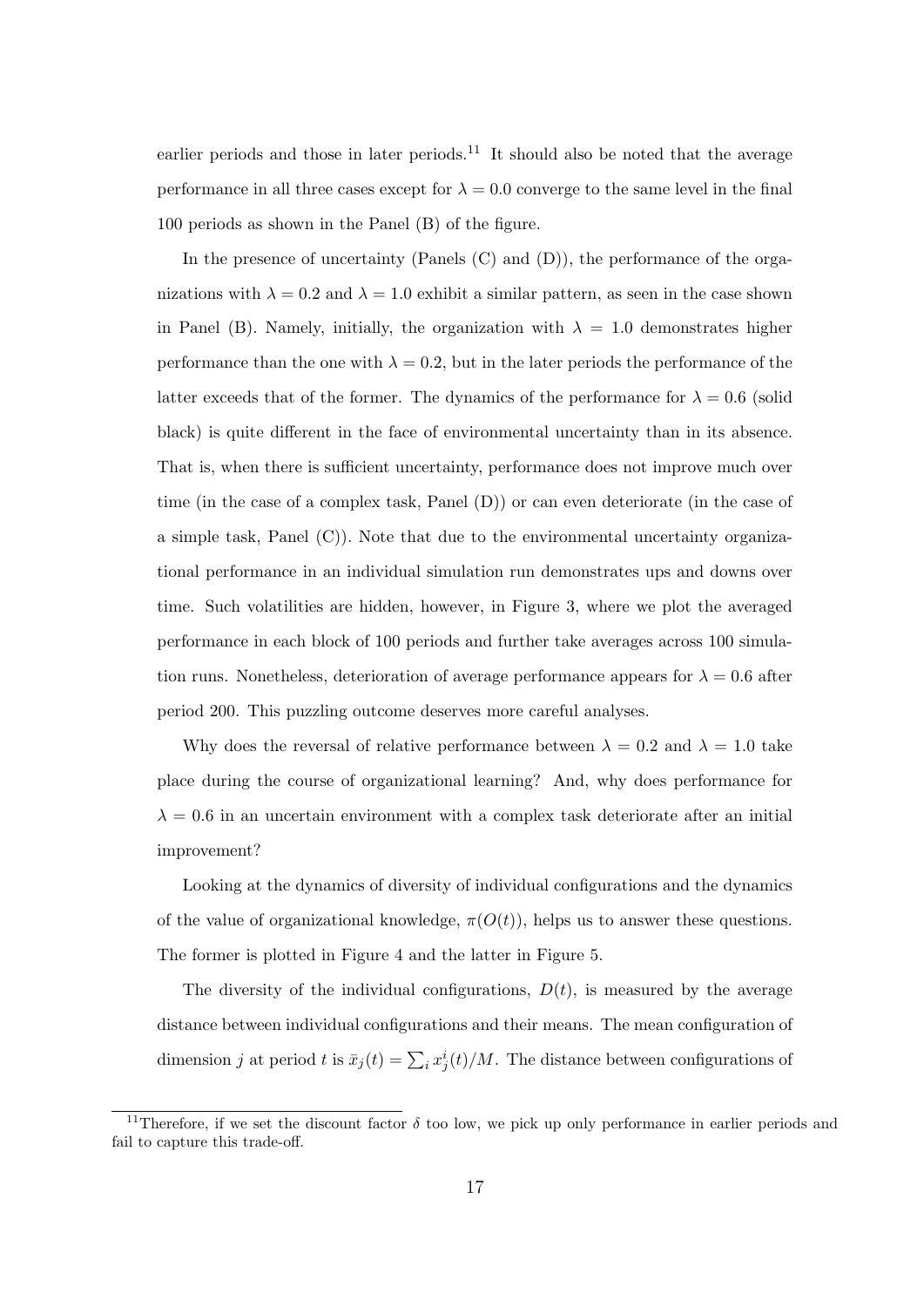earlier periods and those in later periods.[11] It should also be noted that the average performance in all three cases except for $\lambda = 0.0$ converge to the same level in the final 100 periods as shown in the Panel (B) of the figure.

In the presence of uncertainty (Panels (C) and (D)), the performance of the organizations with $\lambda = 0.2$ and $\lambda = 1.0$ exhibit a similar pattern, as seen in the case shown in Panel (B). Namely, initially, the organization with $\lambda = 1.0$ demonstrates higher performance than the one with $\lambda = 0.2$, but in the later periods the performance of the latter exceeds that of the former. The dynamics of the performance for $\lambda = 0.6$ (solid black) is quite different in the face of environmental uncertainty than in its absence. That is, when there is sufficient uncertainty, performance does not improve much over time (in the case of a complex task, Panel (D)) or can even deteriorate (in the case of a simple task, Panel (C)). Note that due to the environmental uncertainty organizational performance in an individual simulation run demonstrates ups and downs over time. Such volatilities are hidden, however, in Figure 3, where we plot the averaged performance in each block of 100 periods and further take averages across 100 simulation runs. Nonetheless, deterioration of average performance appears for $\lambda = 0.6$ after period 200. This puzzling outcome deserves more careful analyses.

Why does the reversal of relative performance between $\lambda = 0.2$ and $\lambda = 1.0$ take place during the course of organizational learning? And, why does performance for $\lambda = 0.6$ in an uncertain environment with a complex task deteriorate after an initial improvement?

Looking at the dynamics of diversity of individual configurations and the dynamics of the value of organizational knowledge, $\pi(O(t))$, helps us to answer these questions. The former is plotted in Figure 4 and the latter in Figure 5.

The diversity of the individual configurations, $D(t)$, is measured by the average distance between individual configurations and their means. The mean configuration of dimension $j$ at period $t$ is $\bar{x}_j(t) = \sum_i x_j^i(t)/M$. The distance between configurations of

[11] Therefore, if we set the discount factor $\delta$ too low, we pick up only performance in earlier periods and fail to capture this trade-off.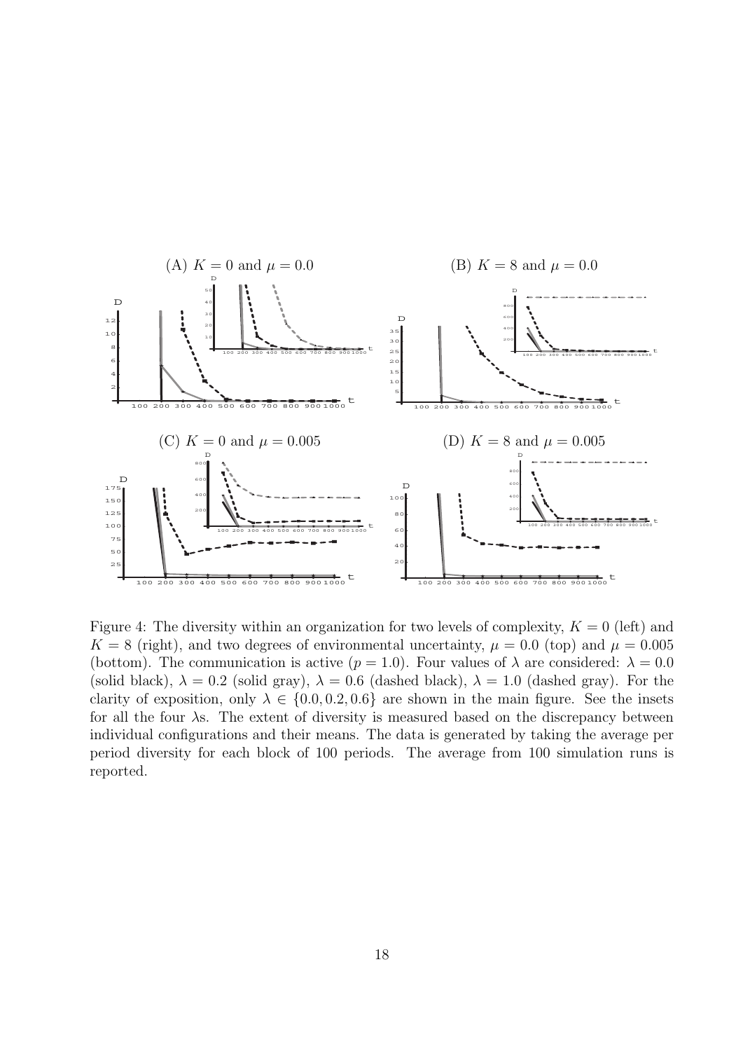(A) $K = 0$ and $\mu = 0.0$

(B) $K = 8$ and $\mu = 0.0$

(C) $K = 0$ and $\mu = 0.005$

(D) $K = 8$ and $\mu = 0.005$

Figure 4: The diversity within an organization for two levels of complexity, $K = 0$ (left) and $K = 8$ (right), and two degrees of environmental uncertainty, $\mu = 0.0$ (top) and $\mu = 0.005$ (bottom). The communication is active ($p = 1.0$). Four values of $\lambda$ are considered: $\lambda = 0.0$ (solid black), $\lambda = 0.2$ (solid gray), $\lambda = 0.6$ (dashed black), $\lambda = 1.0$ (dashed gray). For the clarity of exposition, only $\lambda \in \{0.0, 0.2, 0.6\}$ are shown in the main figure. See the insets for all the four $\lambda$s. The extent of diversity is measured based on the discrepancy between individual configurations and their means. The data is generated by taking the average per period diversity for each block of 100 periods. The average from 100 simulation runs is reported.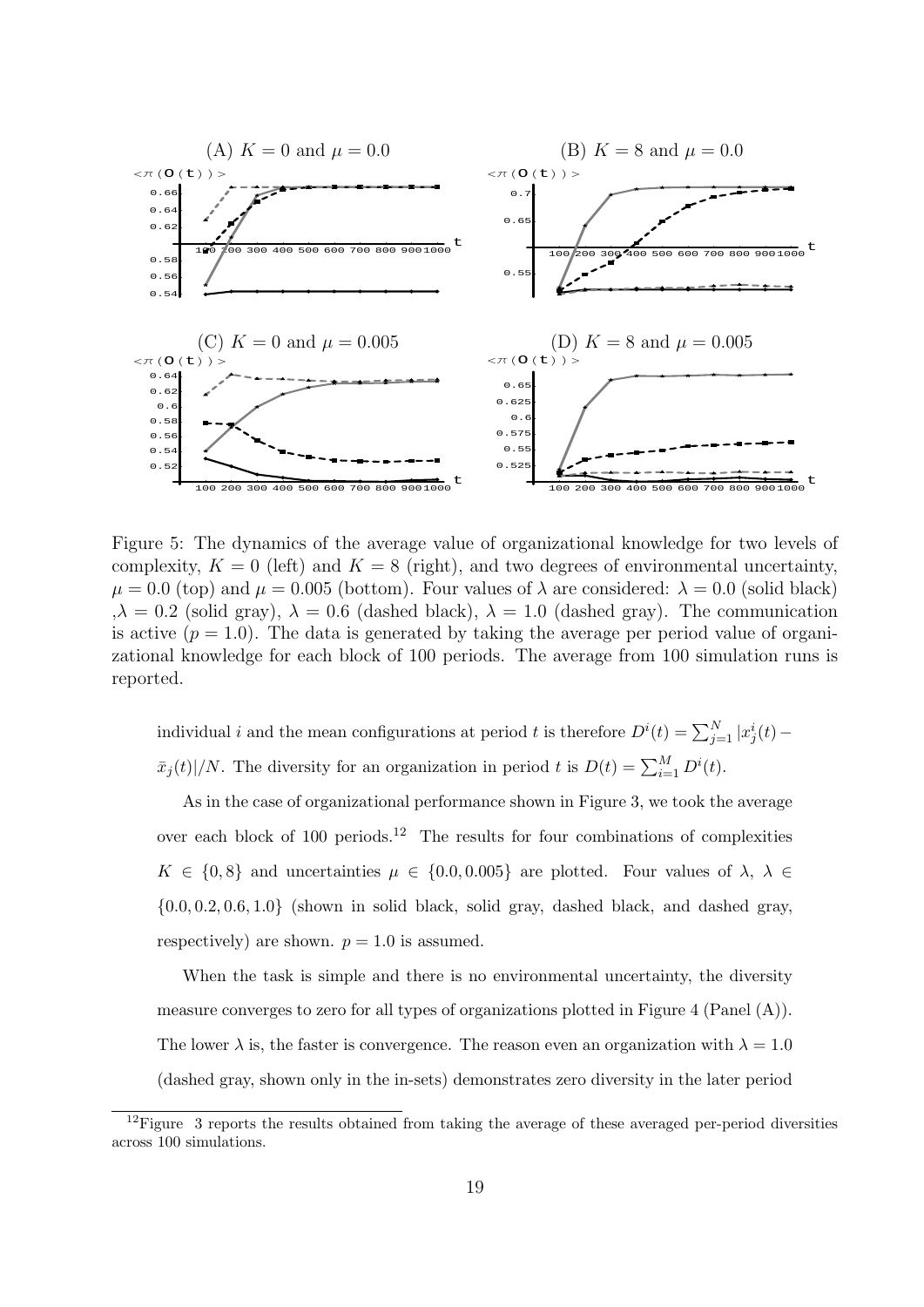Figure 5: The dynamics of the average value of organizational knowledge for two levels of complexity, $K = 0$ (left) and $K = 8$ (right), and two degrees of environmental uncertainty, $\mu = 0.0$ (top) and $\mu = 0.005$ (bottom). Four values of $\lambda$ are considered: $\lambda = 0.0$ (solid black) ,$\lambda = 0.2$ (solid gray), $\lambda = 0.6$ (dashed black), $\lambda = 1.0$ (dashed gray). The communication is active ($p = 1.0$). The data is generated by taking the average per period value of organizational knowledge for each block of 100 periods. The average from 100 simulation runs is reported.

individual $i$ and the mean configurations at period $t$ is therefore $D^i(t) = \sum_{j=1}^{N} |x_j^i(t) - \bar{x}_j(t)|/N$. The diversity for an organization in period $t$ is $D(t) = \sum_{i=1}^{M} D^i(t)$.

As in the case of organizational performance shown in Figure 3, we took the average over each block of 100 periods.[12] The results for four combinations of complexities $K \in \{0, 8\}$ and uncertainties $\mu \in \{0.0, 0.005\}$ are plotted. Four values of $\lambda$, $\lambda \in \{0.0, 0.2, 0.6, 1.0\}$ (shown in solid black, solid gray, dashed black, and dashed gray, respectively) are shown. $p = 1.0$ is assumed.

When the task is simple and there is no environmental uncertainty, the diversity measure converges to zero for all types of organizations plotted in Figure 4 (Panel (A)). The lower $\lambda$ is, the faster is convergence. The reason even an organization with $\lambda = 1.0$ (dashed gray, shown only in the in-sets) demonstrates zero diversity in the later period

[12] Figure 3 reports the results obtained from taking the average of these averaged per-period diversities across 100 simulations.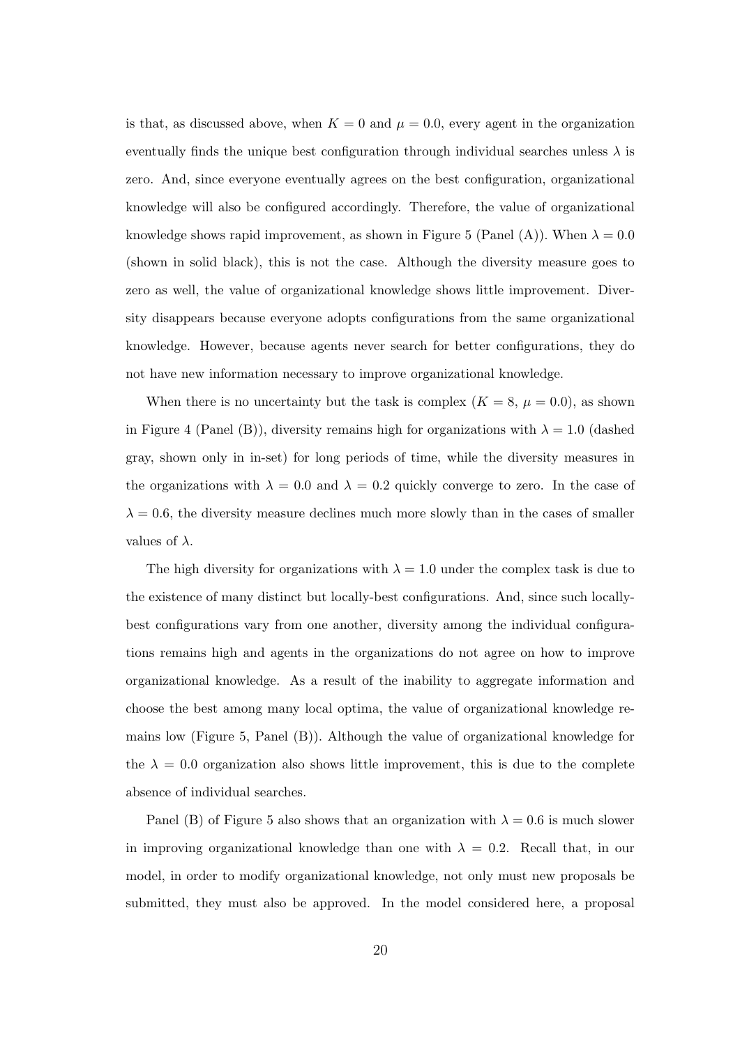is that, as discussed above, when $K = 0$ and $\mu = 0.0$, every agent in the organization eventually finds the unique best configuration through individual searches unless $\lambda$ is zero. And, since everyone eventually agrees on the best configuration, organizational knowledge will also be configured accordingly. Therefore, the value of organizational knowledge shows rapid improvement, as shown in Figure 5 (Panel (A)). When $\lambda = 0.0$ (shown in solid black), this is not the case. Although the diversity measure goes to zero as well, the value of organizational knowledge shows little improvement. Diversity disappears because everyone adopts configurations from the same organizational knowledge. However, because agents never search for better configurations, they do not have new information necessary to improve organizational knowledge.

When there is no uncertainty but the task is complex ($K = 8$, $\mu = 0.0$), as shown in Figure 4 (Panel (B)), diversity remains high for organizations with $\lambda = 1.0$ (dashed gray, shown only in in-set) for long periods of time, while the diversity measures in the organizations with $\lambda = 0.0$ and $\lambda = 0.2$ quickly converge to zero. In the case of $\lambda = 0.6$, the diversity measure declines much more slowly than in the cases of smaller values of $\lambda$.

The high diversity for organizations with $\lambda = 1.0$ under the complex task is due to the existence of many distinct but locally-best configurations. And, since such locally-best configurations vary from one another, diversity among the individual configurations remains high and agents in the organizations do not agree on how to improve organizational knowledge. As a result of the inability to aggregate information and choose the best among many local optima, the value of organizational knowledge remains low (Figure 5, Panel (B)). Although the value of organizational knowledge for the $\lambda = 0.0$ organization also shows little improvement, this is due to the complete absence of individual searches.

Panel (B) of Figure 5 also shows that an organization with $\lambda = 0.6$ is much slower in improving organizational knowledge than one with $\lambda = 0.2$. Recall that, in our model, in order to modify organizational knowledge, not only must new proposals be submitted, they must also be approved. In the model considered here, a proposal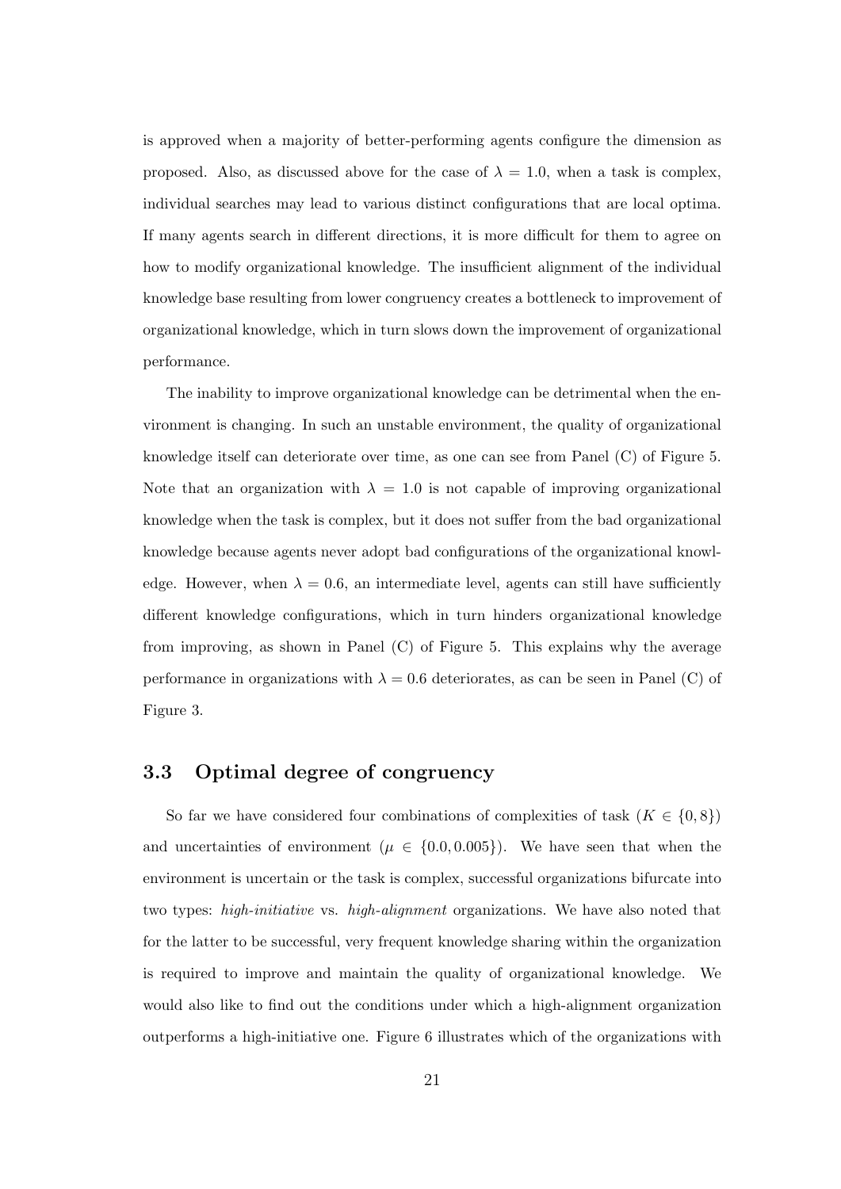is approved when a majority of better-performing agents configure the dimension as proposed. Also, as discussed above for the case of $\lambda = 1.0$, when a task is complex, individual searches may lead to various distinct configurations that are local optima. If many agents search in different directions, it is more difficult for them to agree on how to modify organizational knowledge. The insufficient alignment of the individual knowledge base resulting from lower congruency creates a bottleneck to improvement of organizational knowledge, which in turn slows down the improvement of organizational performance.

The inability to improve organizational knowledge can be detrimental when the environment is changing. In such an unstable environment, the quality of organizational knowledge itself can deteriorate over time, as one can see from Panel (C) of Figure 5. Note that an organization with $\lambda = 1.0$ is not capable of improving organizational knowledge when the task is complex, but it does not suffer from the bad organizational knowledge because agents never adopt bad configurations of the organizational knowledge. However, when $\lambda = 0.6$, an intermediate level, agents can still have sufficiently different knowledge configurations, which in turn hinders organizational knowledge from improving, as shown in Panel (C) of Figure 5. This explains why the average performance in organizations with $\lambda = 0.6$ deteriorates, as can be seen in Panel (C) of Figure 3.

### 3.3 Optimal degree of congruency

So far we have considered four combinations of complexities of task ($K \in \{0, 8\}$) and uncertainties of environment ($\mu \in \{0.0, 0.005\}$). We have seen that when the environment is uncertain or the task is complex, successful organizations bifurcate into two types: *high-initiative* vs. *high-alignment* organizations. We have also noted that for the latter to be successful, very frequent knowledge sharing within the organization is required to improve and maintain the quality of organizational knowledge. We would also like to find out the conditions under which a high-alignment organization outperforms a high-initiative one. Figure 6 illustrates which of the organizations with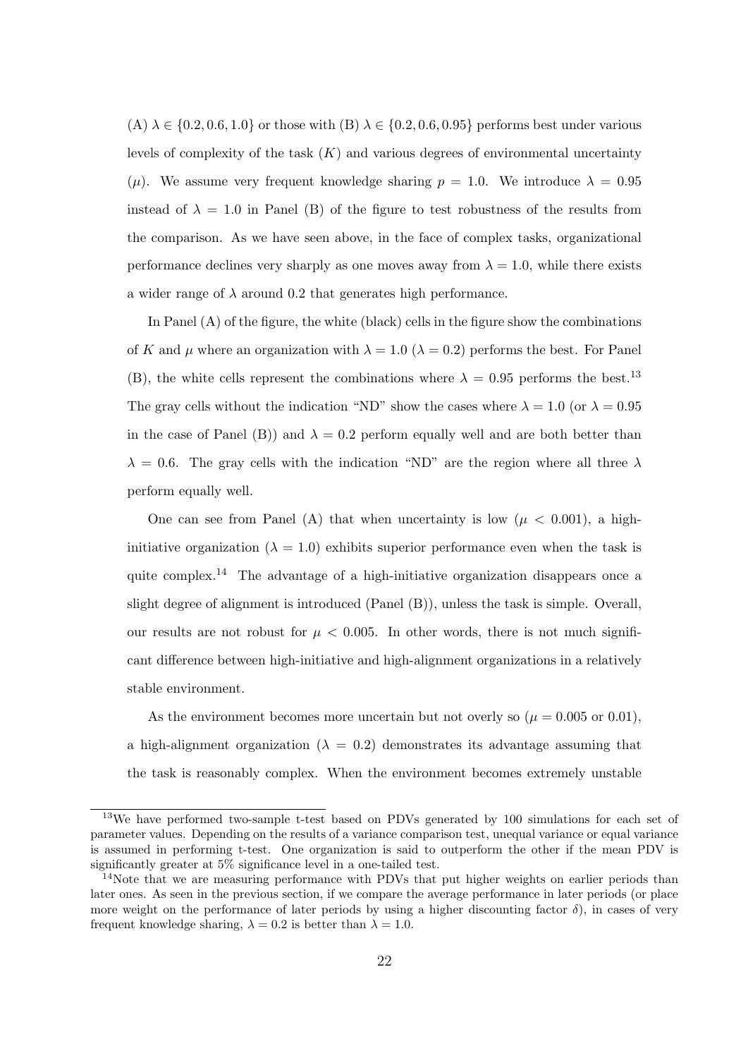(A) $\lambda \in \{0.2, 0.6, 1.0\}$ or those with (B) $\lambda \in \{0.2, 0.6, 0.95\}$ performs best under various levels of complexity of the task ($K$) and various degrees of environmental uncertainty ($\mu$). We assume very frequent knowledge sharing $p = 1.0$. We introduce $\lambda = 0.95$ instead of $\lambda = 1.0$ in Panel (B) of the figure to test robustness of the results from the comparison. As we have seen above, in the face of complex tasks, organizational performance declines very sharply as one moves away from $\lambda = 1.0$, while there exists a wider range of $\lambda$ around 0.2 that generates high performance.

In Panel (A) of the figure, the white (black) cells in the figure show the combinations of $K$ and $\mu$ where an organization with $\lambda = 1.0$ ($\lambda = 0.2$) performs the best. For Panel (B), the white cells represent the combinations where $\lambda = 0.95$ performs the best.[13] The gray cells without the indication "ND" show the cases where $\lambda = 1.0$ (or $\lambda = 0.95$ in the case of Panel (B)) and $\lambda = 0.2$ perform equally well and are both better than $\lambda = 0.6$. The gray cells with the indication "ND" are the region where all three $\lambda$ perform equally well.

One can see from Panel (A) that when uncertainty is low ($\mu < 0.001$), a high-initiative organization ($\lambda = 1.0$) exhibits superior performance even when the task is quite complex.[14] The advantage of a high-initiative organization disappears once a slight degree of alignment is introduced (Panel (B)), unless the task is simple. Overall, our results are not robust for $\mu < 0.005$. In other words, there is not much significant difference between high-initiative and high-alignment organizations in a relatively stable environment.

As the environment becomes more uncertain but not overly so ($\mu = 0.005$ or $0.01$), a high-alignment organization ($\lambda = 0.2$) demonstrates its advantage assuming that the task is reasonably complex. When the environment becomes extremely unstable

---

[13] We have performed two-sample t-test based on PDVs generated by 100 simulations for each set of parameter values. Depending on the results of a variance comparison test, unequal variance or equal variance is assumed in performing t-test. One organization is said to outperform the other if the mean PDV is significantly greater at 5% significance level in a one-tailed test.

[14] Note that we are measuring performance with PDVs that put higher weights on earlier periods than later ones. As seen in the previous section, if we compare the average performance in later periods (or place more weight on the performance of later periods by using a higher discounting factor $\delta$), in cases of very frequent knowledge sharing, $\lambda = 0.2$ is better than $\lambda = 1.0$.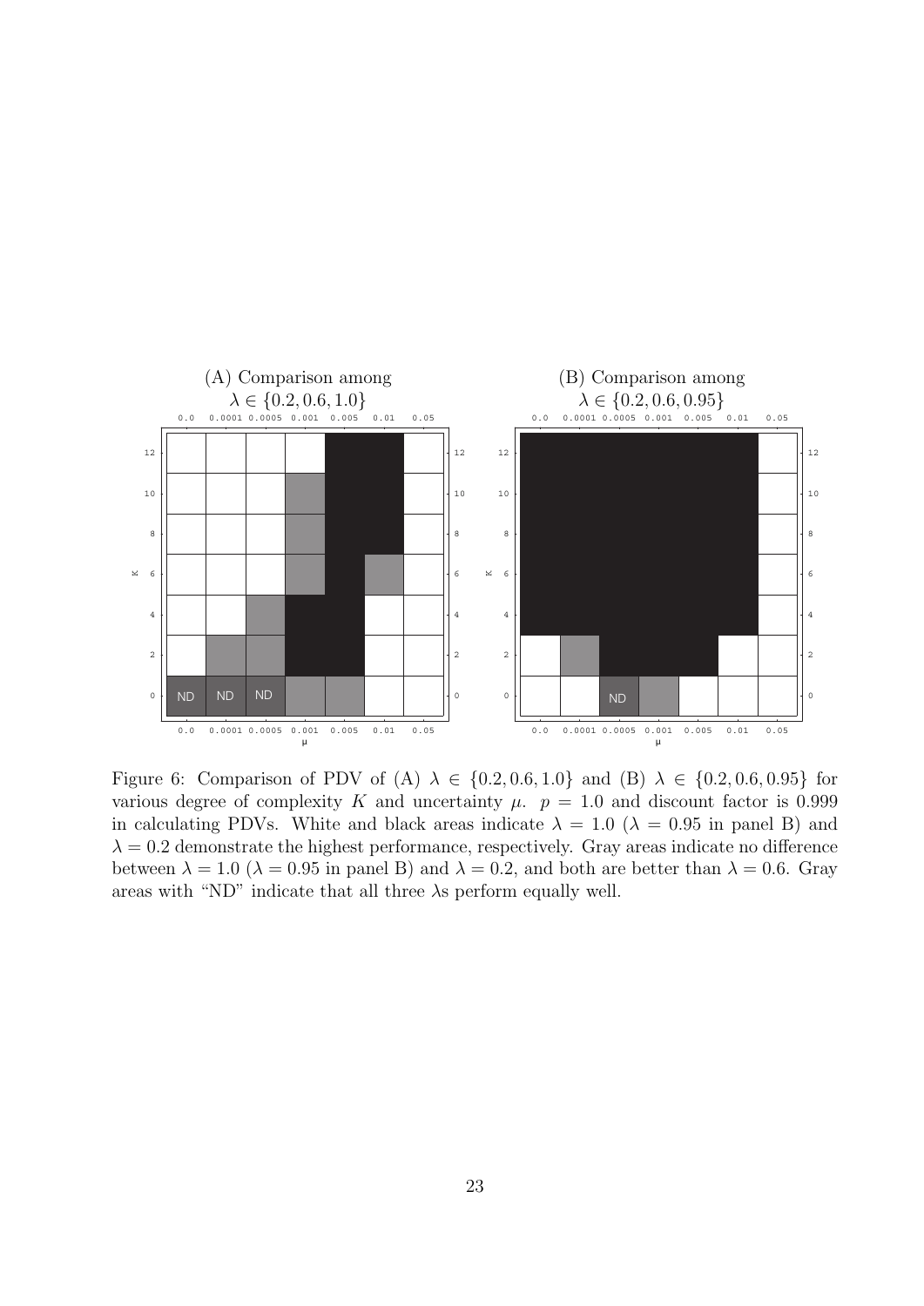Figure 6: Comparison of PDV of (A) $\lambda \in \{0.2, 0.6, 1.0\}$ and (B) $\lambda \in \{0.2, 0.6, 0.95\}$ for various degree of complexity $K$ and uncertainty $\mu$. $p = 1.0$ and discount factor is 0.999 in calculating PDVs. White and black areas indicate $\lambda = 1.0$ ($\lambda = 0.95$ in panel B) and $\lambda = 0.2$ demonstrate the highest performance, respectively. Gray areas indicate no difference between $\lambda = 1.0$ ($\lambda = 0.95$ in panel B) and $\lambda = 0.2$, and both are better than $\lambda = 0.6$. Gray areas with "ND" indicate that all three $\lambda$s perform equally well.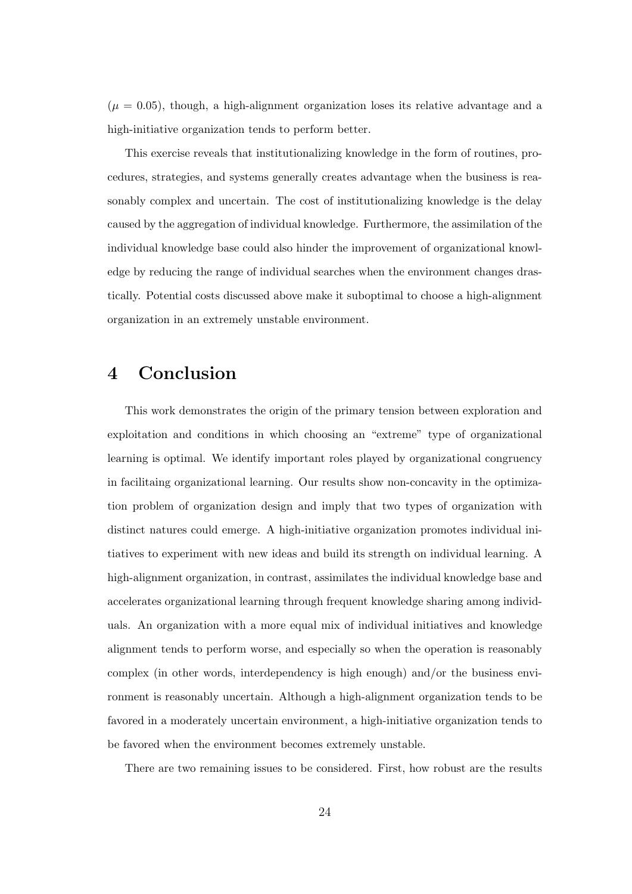($\mu = 0.05$), though, a high-alignment organization loses its relative advantage and a high-initiative organization tends to perform better.

This exercise reveals that institutionalizing knowledge in the form of routines, procedures, strategies, and systems generally creates advantage when the business is reasonably complex and uncertain. The cost of institutionalizing knowledge is the delay caused by the aggregation of individual knowledge. Furthermore, the assimilation of the individual knowledge base could also hinder the improvement of organizational knowledge by reducing the range of individual searches when the environment changes drastically. Potential costs discussed above make it suboptimal to choose a high-alignment organization in an extremely unstable environment.

# 4 Conclusion

This work demonstrates the origin of the primary tension between exploration and exploitation and conditions in which choosing an "extreme" type of organizational learning is optimal. We identify important roles played by organizational congruency in facilitaing organizational learning. Our results show non-concavity in the optimization problem of organization design and imply that two types of organization with distinct natures could emerge. A high-initiative organization promotes individual initiatives to experiment with new ideas and build its strength on individual learning. A high-alignment organization, in contrast, assimilates the individual knowledge base and accelerates organizational learning through frequent knowledge sharing among individuals. An organization with a more equal mix of individual initiatives and knowledge alignment tends to perform worse, and especially so when the operation is reasonably complex (in other words, interdependency is high enough) and/or the business environment is reasonably uncertain. Although a high-alignment organization tends to be favored in a moderately uncertain environment, a high-initiative organization tends to be favored when the environment becomes extremely unstable.

There are two remaining issues to be considered. First, how robust are the results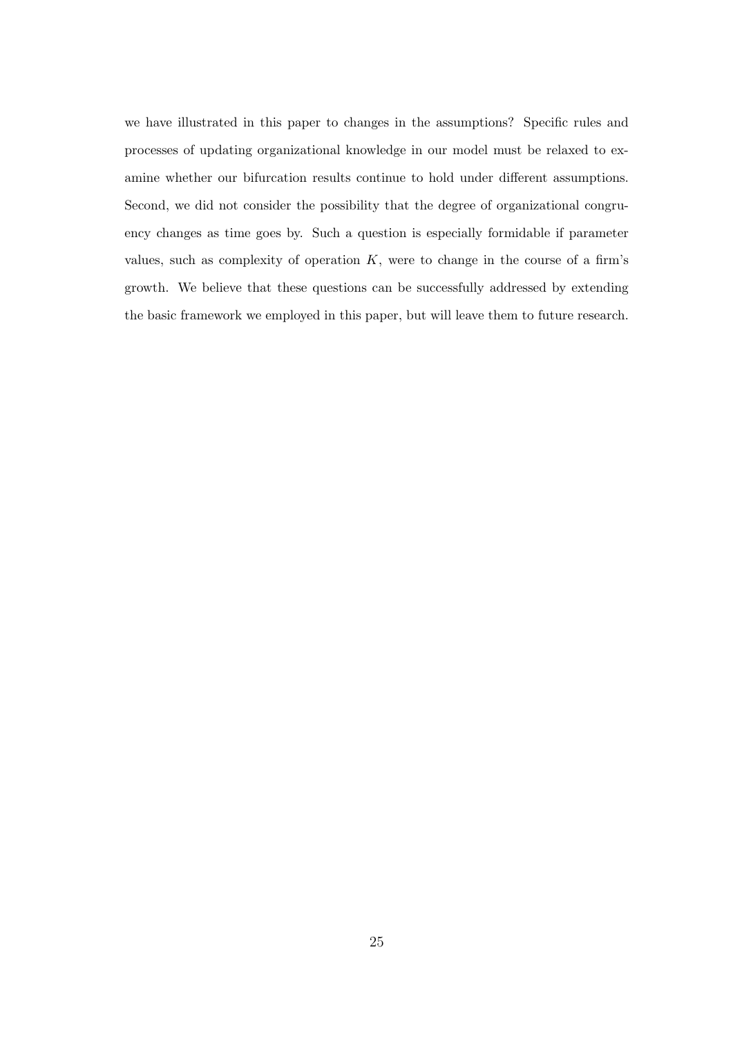we have illustrated in this paper to changes in the assumptions? Specific rules and processes of updating organizational knowledge in our model must be relaxed to examine whether our bifurcation results continue to hold under different assumptions. Second, we did not consider the possibility that the degree of organizational congruency changes as time goes by. Such a question is especially formidable if parameter values, such as complexity of operation $K$, were to change in the course of a firm's growth. We believe that these questions can be successfully addressed by extending the basic framework we employed in this paper, but will leave them to future research.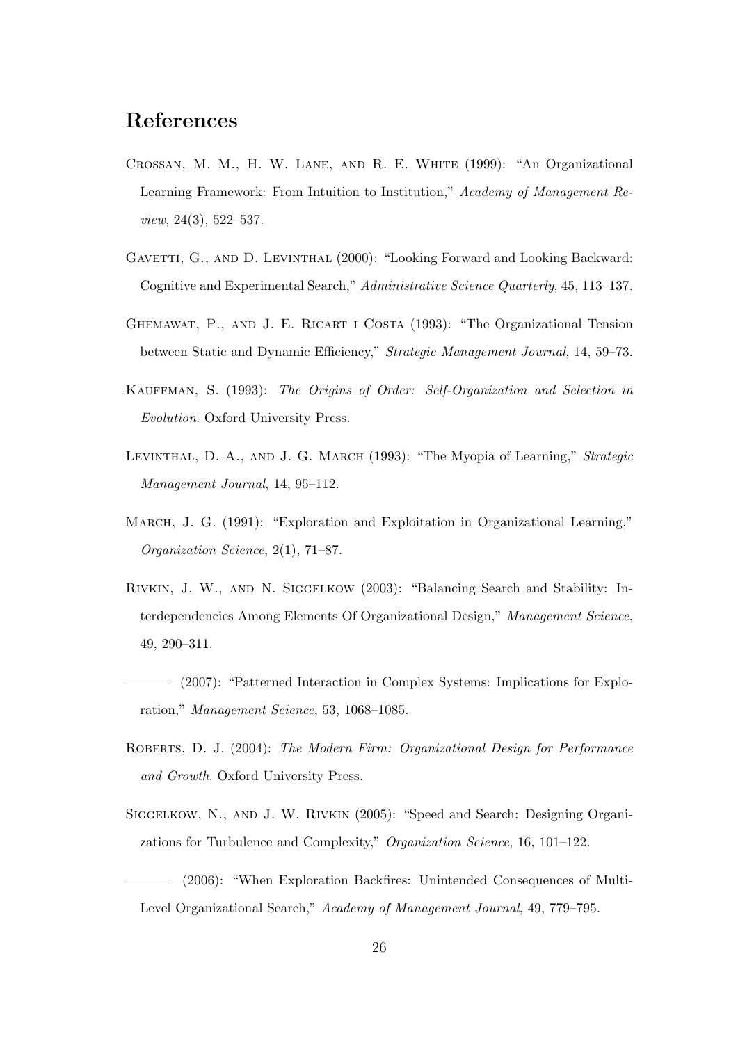## References

Crossan, M. M., H. W. Lane, and R. E. White (1999): "An Organizational Learning Framework: From Intuition to Institution," *Academy of Management Review*, 24(3), 522–537.

Gavetti, G., and D. Levinthal (2000): "Looking Forward and Looking Backward: Cognitive and Experimental Search," *Administrative Science Quarterly*, 45, 113–137.

Ghemawat, P., and J. E. Ricart i Costa (1993): "The Organizational Tension between Static and Dynamic Efficiency," *Strategic Management Journal*, 14, 59–73.

Kauffman, S. (1993): *The Origins of Order: Self-Organization and Selection in Evolution*. Oxford University Press.

Levinthal, D. A., and J. G. March (1993): "The Myopia of Learning," *Strategic Management Journal*, 14, 95–112.

March, J. G. (1991): "Exploration and Exploitation in Organizational Learning," *Organization Science*, 2(1), 71–87.

Rivkin, J. W., and N. Siggelkow (2003): "Balancing Search and Stability: Interdependencies Among Elements Of Organizational Design," *Management Science*, 49, 290–311.

——— (2007): "Patterned Interaction in Complex Systems: Implications for Exploration," *Management Science*, 53, 1068–1085.

Roberts, D. J. (2004): *The Modern Firm: Organizational Design for Performance and Growth*. Oxford University Press.

Siggelkow, N., and J. W. Rivkin (2005): "Speed and Search: Designing Organizations for Turbulence and Complexity," *Organization Science*, 16, 101–122.

——— (2006): "When Exploration Backfires: Unintended Consequences of Multi-Level Organizational Search," *Academy of Management Journal*, 49, 779–795.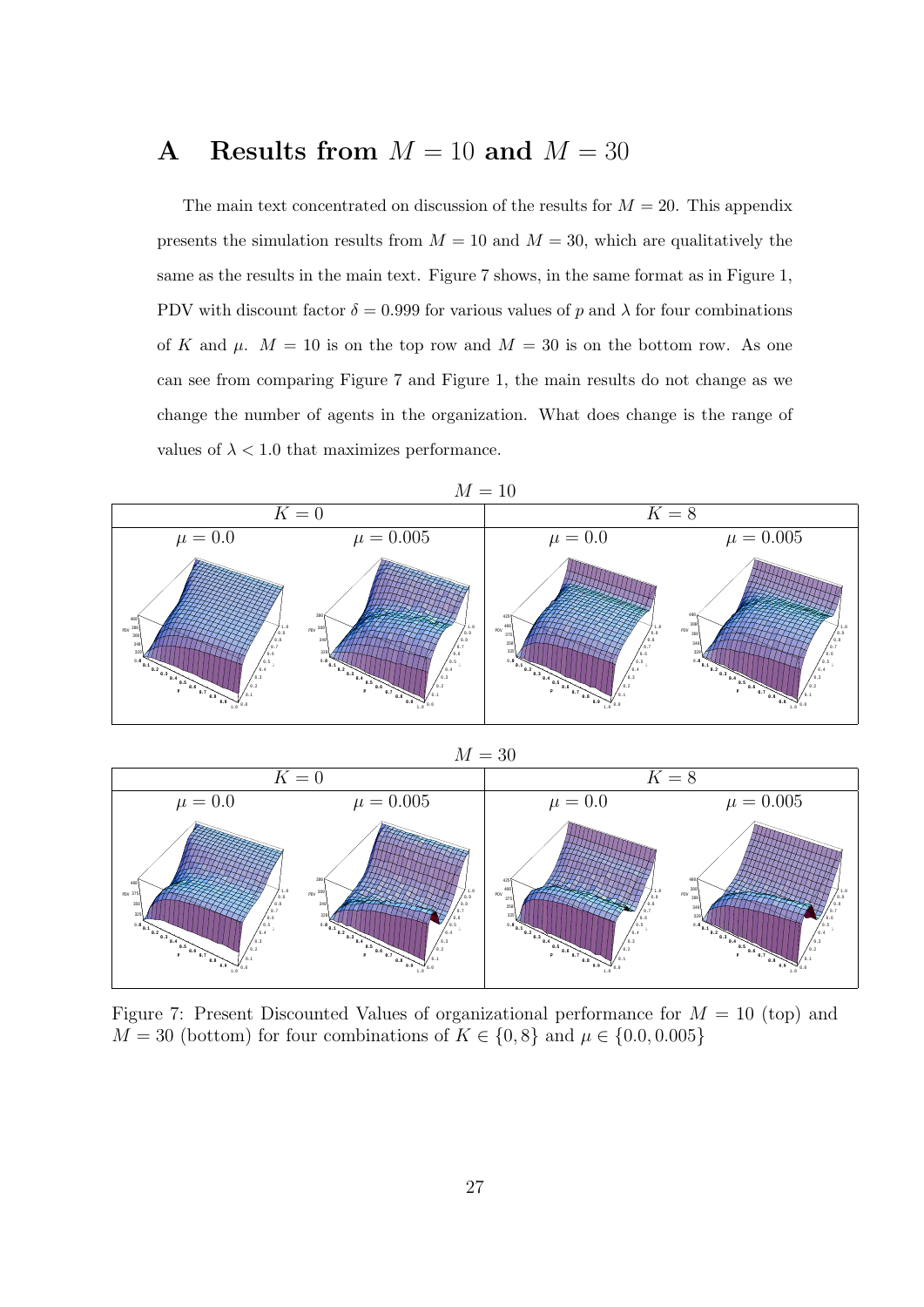# A Results from $M = 10$ and $M = 30$

The main text concentrated on discussion of the results for $M = 20$. This appendix presents the simulation results from $M = 10$ and $M = 30$, which are qualitatively the same as the results in the main text. Figure 7 shows, in the same format as in Figure 1, PDV with discount factor $\delta = 0.999$ for various values of $p$ and $\lambda$ for four combinations of $K$ and $\mu$. $M = 10$ is on the top row and $M = 30$ is on the bottom row. As one can see from comparing Figure 7 and Figure 1, the main results do not change as we change the number of agents in the organization. What does change is the range of values of $\lambda < 1.0$ that maximizes performance.

$M = 10$

$K = 0$

$\mu = 0.0$

$\mu = 0.005$

$K = 8$

$\mu = 0.0$

$\mu = 0.005$

$M = 30$

$K = 0$

$\mu = 0.0$

$\mu = 0.005$

$K = 8$

$\mu = 0.0$

$\mu = 0.005$

Figure 7: Present Discounted Values of organizational performance for $M = 10$ (top) and $M = 30$ (bottom) for four combinations of $K \in \{0, 8\}$ and $\mu \in \{0.0, 0.005\}$